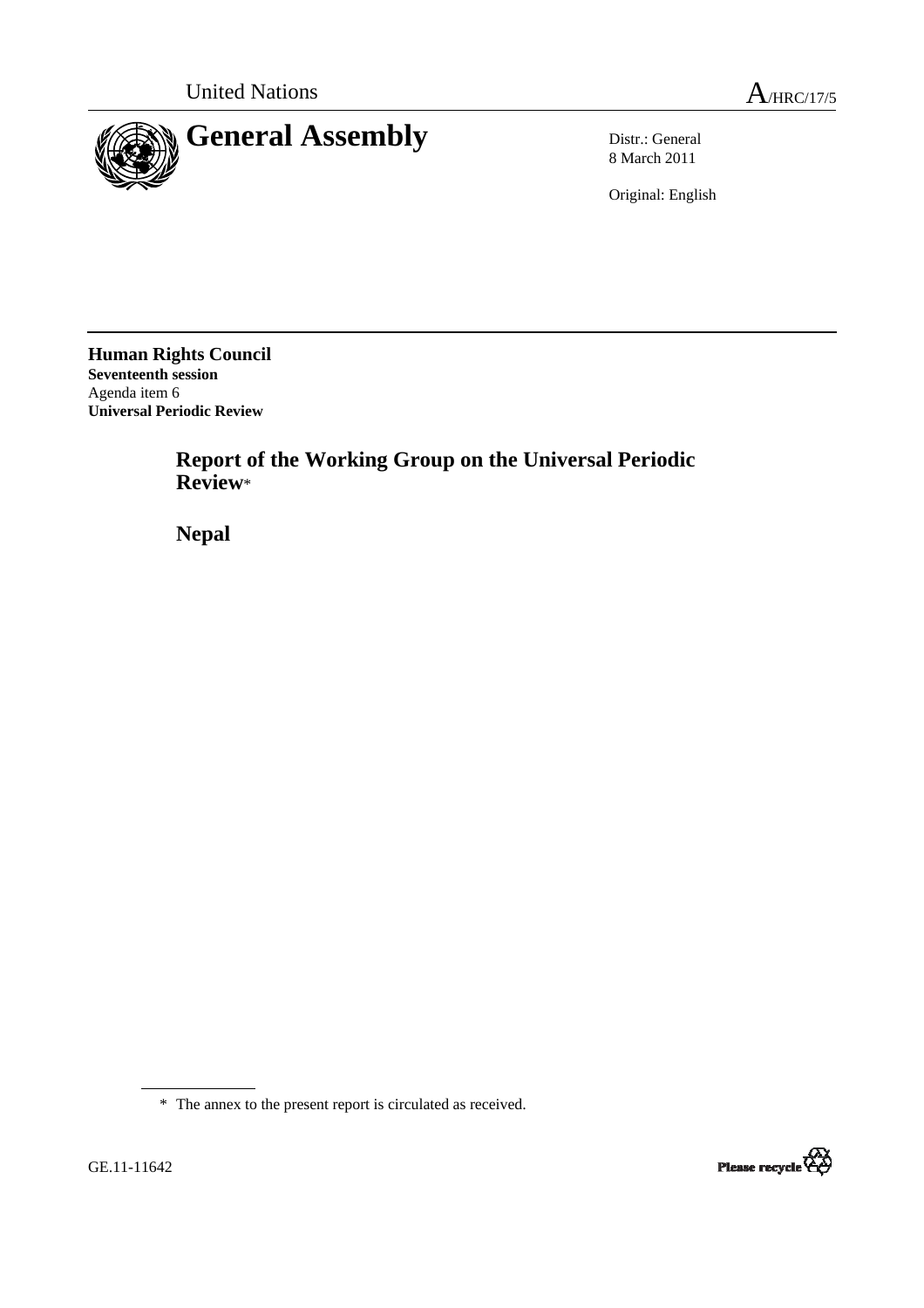United Nations

A/HRC/17/5

# General Assembly

Distr.: General
8 March 2011

Original: English

**Human Rights Council**
**Seventeenth session**
Agenda item 6
**Universal Periodic Review**

## Report of the Working Group on the Universal Periodic Review*

## Nepal

\* The annex to the present report is circulated as received.

GE.11-11642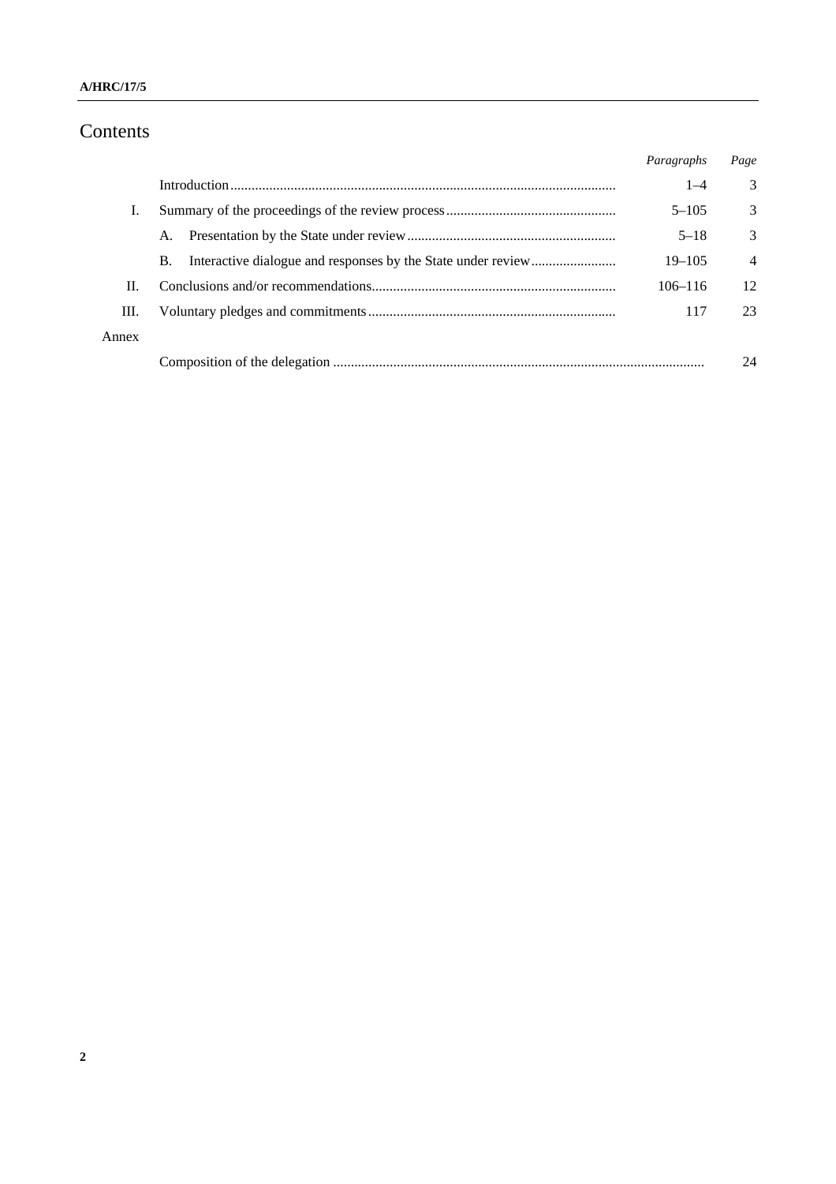# Contents

| | | *Paragraphs* | *Page* |
|---|---|---|---|
| | Introduction | 1–4 | 3 |
| I. | Summary of the proceedings of the review process | 5–105 | 3 |
| | A. Presentation by the State under review | 5–18 | 3 |
| | B. Interactive dialogue and responses by the State under review | 19–105 | 4 |
| II. | Conclusions and/or recommendations | 106–116 | 12 |
| III. | Voluntary pledges and commitments | 117 | 23 |
| Annex | | | |
| | Composition of the delegation | | 24 |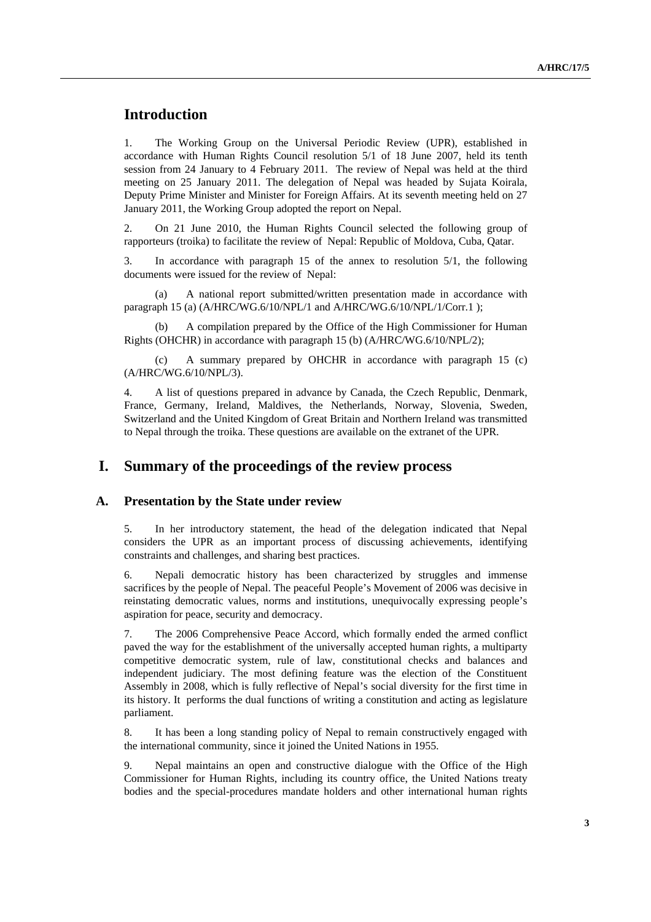# Introduction

1. The Working Group on the Universal Periodic Review (UPR), established in accordance with Human Rights Council resolution 5/1 of 18 June 2007, held its tenth session from 24 January to 4 February 2011. The review of Nepal was held at the third meeting on 25 January 2011. The delegation of Nepal was headed by Sujata Koirala, Deputy Prime Minister and Minister for Foreign Affairs. At its seventh meeting held on 27 January 2011, the Working Group adopted the report on Nepal.

2. On 21 June 2010, the Human Rights Council selected the following group of rapporteurs (troika) to facilitate the review of Nepal: Republic of Moldova, Cuba, Qatar.

3. In accordance with paragraph 15 of the annex to resolution 5/1, the following documents were issued for the review of Nepal:

(a) A national report submitted/written presentation made in accordance with paragraph 15 (a) (A/HRC/WG.6/10/NPL/1 and A/HRC/WG.6/10/NPL/1/Corr.1 );

(b) A compilation prepared by the Office of the High Commissioner for Human Rights (OHCHR) in accordance with paragraph 15 (b) (A/HRC/WG.6/10/NPL/2);

(c) A summary prepared by OHCHR in accordance with paragraph 15 (c) (A/HRC/WG.6/10/NPL/3).

4. A list of questions prepared in advance by Canada, the Czech Republic, Denmark, France, Germany, Ireland, Maldives, the Netherlands, Norway, Slovenia, Sweden, Switzerland and the United Kingdom of Great Britain and Northern Ireland was transmitted to Nepal through the troika. These questions are available on the extranet of the UPR.

# I. Summary of the proceedings of the review process

## A. Presentation by the State under review

5. In her introductory statement, the head of the delegation indicated that Nepal considers the UPR as an important process of discussing achievements, identifying constraints and challenges, and sharing best practices.

6. Nepali democratic history has been characterized by struggles and immense sacrifices by the people of Nepal. The peaceful People's Movement of 2006 was decisive in reinstating democratic values, norms and institutions, unequivocally expressing people's aspiration for peace, security and democracy.

7. The 2006 Comprehensive Peace Accord, which formally ended the armed conflict paved the way for the establishment of the universally accepted human rights, a multiparty competitive democratic system, rule of law, constitutional checks and balances and independent judiciary. The most defining feature was the election of the Constituent Assembly in 2008, which is fully reflective of Nepal's social diversity for the first time in its history. It performs the dual functions of writing a constitution and acting as legislature parliament.

8. It has been a long standing policy of Nepal to remain constructively engaged with the international community, since it joined the United Nations in 1955.

9. Nepal maintains an open and constructive dialogue with the Office of the High Commissioner for Human Rights, including its country office, the United Nations treaty bodies and the special-procedures mandate holders and other international human rights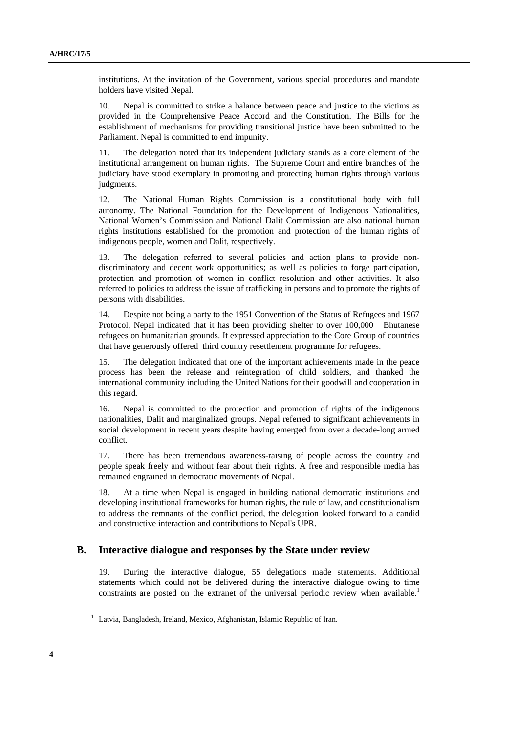institutions. At the invitation of the Government, various special procedures and mandate holders have visited Nepal.

10. Nepal is committed to strike a balance between peace and justice to the victims as provided in the Comprehensive Peace Accord and the Constitution. The Bills for the establishment of mechanisms for providing transitional justice have been submitted to the Parliament. Nepal is committed to end impunity.

11. The delegation noted that its independent judiciary stands as a core element of the institutional arrangement on human rights. The Supreme Court and entire branches of the judiciary have stood exemplary in promoting and protecting human rights through various judgments.

12. The National Human Rights Commission is a constitutional body with full autonomy. The National Foundation for the Development of Indigenous Nationalities, National Women's Commission and National Dalit Commission are also national human rights institutions established for the promotion and protection of the human rights of indigenous people, women and Dalit, respectively.

13. The delegation referred to several policies and action plans to provide non-discriminatory and decent work opportunities; as well as policies to forge participation, protection and promotion of women in conflict resolution and other activities. It also referred to policies to address the issue of trafficking in persons and to promote the rights of persons with disabilities.

14. Despite not being a party to the 1951 Convention of the Status of Refugees and 1967 Protocol, Nepal indicated that it has been providing shelter to over 100,000 Bhutanese refugees on humanitarian grounds. It expressed appreciation to the Core Group of countries that have generously offered third country resettlement programme for refugees.

15. The delegation indicated that one of the important achievements made in the peace process has been the release and reintegration of child soldiers, and thanked the international community including the United Nations for their goodwill and cooperation in this regard.

16. Nepal is committed to the protection and promotion of rights of the indigenous nationalities, Dalit and marginalized groups. Nepal referred to significant achievements in social development in recent years despite having emerged from over a decade-long armed conflict.

17. There has been tremendous awareness-raising of people across the country and people speak freely and without fear about their rights. A free and responsible media has remained engrained in democratic movements of Nepal.

18. At a time when Nepal is engaged in building national democratic institutions and developing institutional frameworks for human rights, the rule of law, and constitutionalism to address the remnants of the conflict period, the delegation looked forward to a candid and constructive interaction and contributions to Nepal's UPR.

## B. Interactive dialogue and responses by the State under review

19. During the interactive dialogue, 55 delegations made statements. Additional statements which could not be delivered during the interactive dialogue owing to time constraints are posted on the extranet of the universal periodic review when available.[1]

[1] Latvia, Bangladesh, Ireland, Mexico, Afghanistan, Islamic Republic of Iran.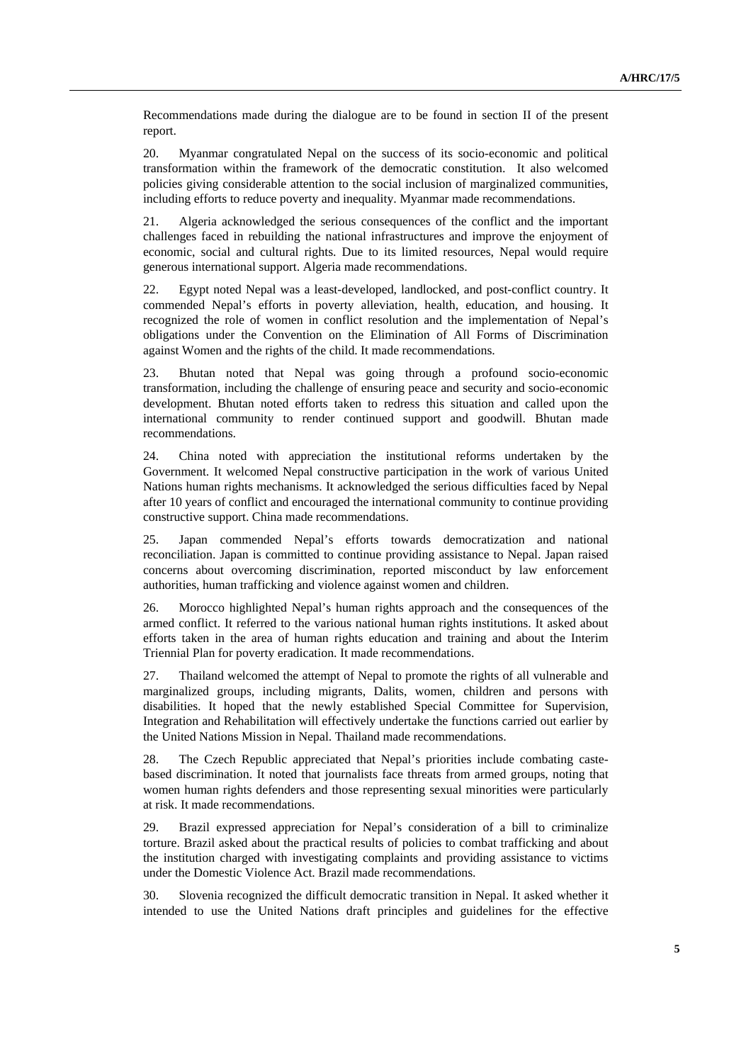Recommendations made during the dialogue are to be found in section II of the present report.

20. Myanmar congratulated Nepal on the success of its socio-economic and political transformation within the framework of the democratic constitution. It also welcomed policies giving considerable attention to the social inclusion of marginalized communities, including efforts to reduce poverty and inequality. Myanmar made recommendations.

21. Algeria acknowledged the serious consequences of the conflict and the important challenges faced in rebuilding the national infrastructures and improve the enjoyment of economic, social and cultural rights. Due to its limited resources, Nepal would require generous international support. Algeria made recommendations.

22. Egypt noted Nepal was a least-developed, landlocked, and post-conflict country. It commended Nepal's efforts in poverty alleviation, health, education, and housing. It recognized the role of women in conflict resolution and the implementation of Nepal's obligations under the Convention on the Elimination of All Forms of Discrimination against Women and the rights of the child. It made recommendations.

23. Bhutan noted that Nepal was going through a profound socio-economic transformation, including the challenge of ensuring peace and security and socio-economic development. Bhutan noted efforts taken to redress this situation and called upon the international community to render continued support and goodwill. Bhutan made recommendations.

24. China noted with appreciation the institutional reforms undertaken by the Government. It welcomed Nepal constructive participation in the work of various United Nations human rights mechanisms. It acknowledged the serious difficulties faced by Nepal after 10 years of conflict and encouraged the international community to continue providing constructive support. China made recommendations.

25. Japan commended Nepal's efforts towards democratization and national reconciliation. Japan is committed to continue providing assistance to Nepal. Japan raised concerns about overcoming discrimination, reported misconduct by law enforcement authorities, human trafficking and violence against women and children.

26. Morocco highlighted Nepal's human rights approach and the consequences of the armed conflict. It referred to the various national human rights institutions. It asked about efforts taken in the area of human rights education and training and about the Interim Triennial Plan for poverty eradication. It made recommendations.

27. Thailand welcomed the attempt of Nepal to promote the rights of all vulnerable and marginalized groups, including migrants, Dalits, women, children and persons with disabilities. It hoped that the newly established Special Committee for Supervision, Integration and Rehabilitation will effectively undertake the functions carried out earlier by the United Nations Mission in Nepal. Thailand made recommendations.

28. The Czech Republic appreciated that Nepal's priorities include combating caste-based discrimination. It noted that journalists face threats from armed groups, noting that women human rights defenders and those representing sexual minorities were particularly at risk. It made recommendations.

29. Brazil expressed appreciation for Nepal's consideration of a bill to criminalize torture. Brazil asked about the practical results of policies to combat trafficking and about the institution charged with investigating complaints and providing assistance to victims under the Domestic Violence Act. Brazil made recommendations.

30. Slovenia recognized the difficult democratic transition in Nepal. It asked whether it intended to use the United Nations draft principles and guidelines for the effective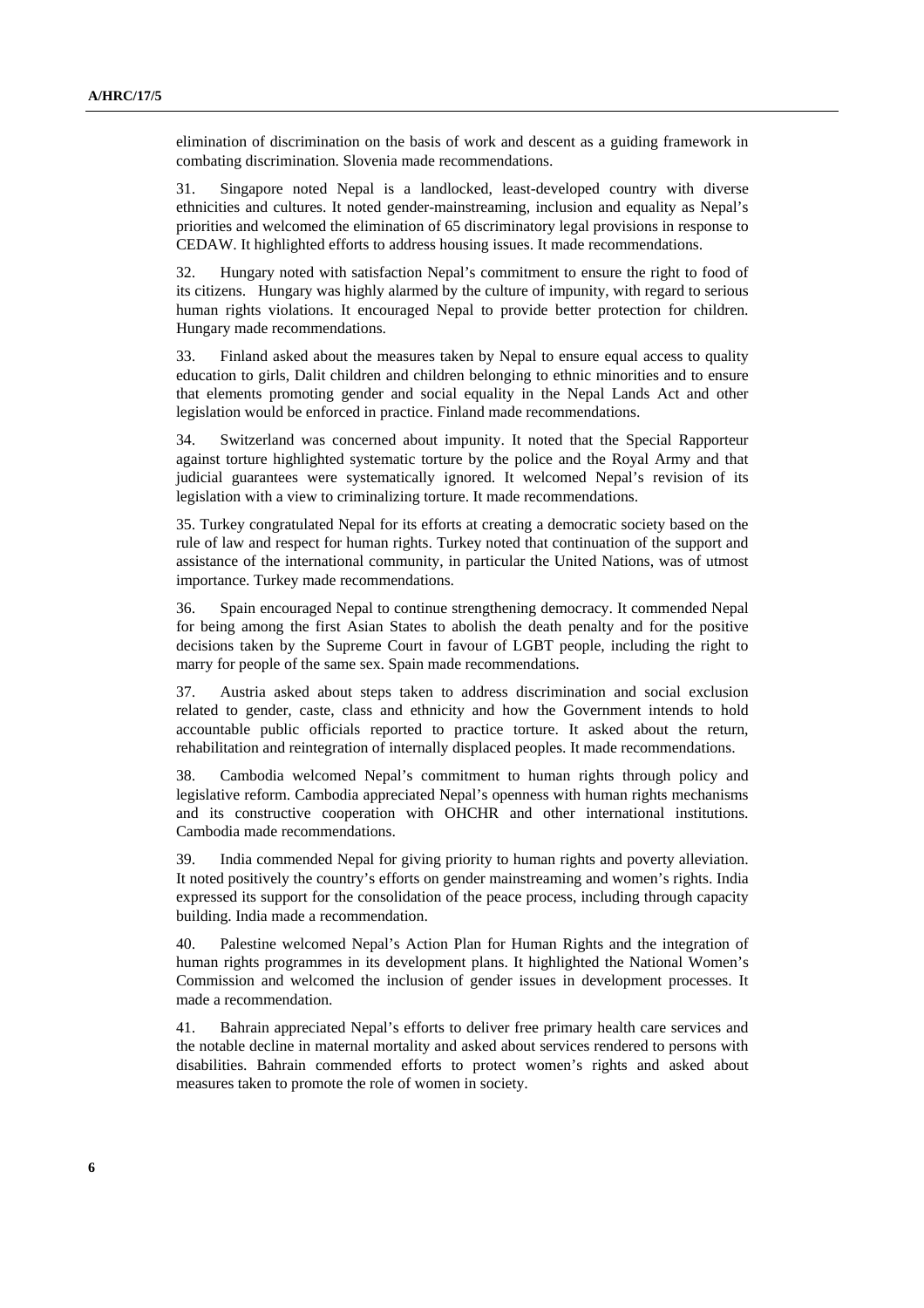elimination of discrimination on the basis of work and descent as a guiding framework in combating discrimination. Slovenia made recommendations.

31. Singapore noted Nepal is a landlocked, least-developed country with diverse ethnicities and cultures. It noted gender-mainstreaming, inclusion and equality as Nepal's priorities and welcomed the elimination of 65 discriminatory legal provisions in response to CEDAW. It highlighted efforts to address housing issues. It made recommendations.

32. Hungary noted with satisfaction Nepal's commitment to ensure the right to food of its citizens. Hungary was highly alarmed by the culture of impunity, with regard to serious human rights violations. It encouraged Nepal to provide better protection for children. Hungary made recommendations.

33. Finland asked about the measures taken by Nepal to ensure equal access to quality education to girls, Dalit children and children belonging to ethnic minorities and to ensure that elements promoting gender and social equality in the Nepal Lands Act and other legislation would be enforced in practice. Finland made recommendations.

34. Switzerland was concerned about impunity. It noted that the Special Rapporteur against torture highlighted systematic torture by the police and the Royal Army and that judicial guarantees were systematically ignored. It welcomed Nepal's revision of its legislation with a view to criminalizing torture. It made recommendations.

35. Turkey congratulated Nepal for its efforts at creating a democratic society based on the rule of law and respect for human rights. Turkey noted that continuation of the support and assistance of the international community, in particular the United Nations, was of utmost importance. Turkey made recommendations.

36. Spain encouraged Nepal to continue strengthening democracy. It commended Nepal for being among the first Asian States to abolish the death penalty and for the positive decisions taken by the Supreme Court in favour of LGBT people, including the right to marry for people of the same sex. Spain made recommendations.

37. Austria asked about steps taken to address discrimination and social exclusion related to gender, caste, class and ethnicity and how the Government intends to hold accountable public officials reported to practice torture. It asked about the return, rehabilitation and reintegration of internally displaced peoples. It made recommendations.

38. Cambodia welcomed Nepal's commitment to human rights through policy and legislative reform. Cambodia appreciated Nepal's openness with human rights mechanisms and its constructive cooperation with OHCHR and other international institutions. Cambodia made recommendations.

39. India commended Nepal for giving priority to human rights and poverty alleviation. It noted positively the country's efforts on gender mainstreaming and women's rights. India expressed its support for the consolidation of the peace process, including through capacity building. India made a recommendation.

40. Palestine welcomed Nepal's Action Plan for Human Rights and the integration of human rights programmes in its development plans. It highlighted the National Women's Commission and welcomed the inclusion of gender issues in development processes. It made a recommendation.

41. Bahrain appreciated Nepal's efforts to deliver free primary health care services and the notable decline in maternal mortality and asked about services rendered to persons with disabilities. Bahrain commended efforts to protect women's rights and asked about measures taken to promote the role of women in society.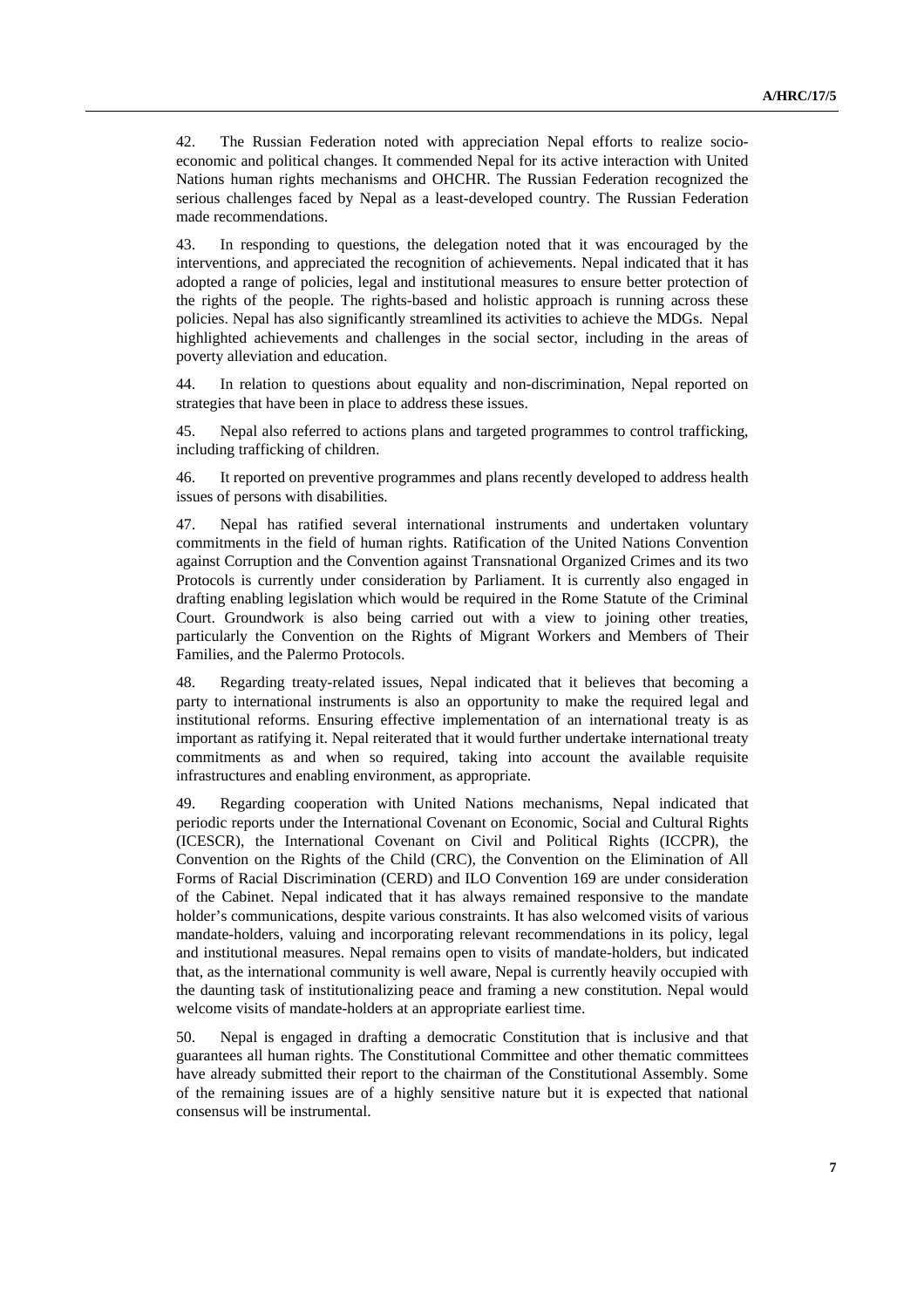42. The Russian Federation noted with appreciation Nepal efforts to realize socio-economic and political changes. It commended Nepal for its active interaction with United Nations human rights mechanisms and OHCHR. The Russian Federation recognized the serious challenges faced by Nepal as a least-developed country. The Russian Federation made recommendations.

43. In responding to questions, the delegation noted that it was encouraged by the interventions, and appreciated the recognition of achievements. Nepal indicated that it has adopted a range of policies, legal and institutional measures to ensure better protection of the rights of the people. The rights-based and holistic approach is running across these policies. Nepal has also significantly streamlined its activities to achieve the MDGs. Nepal highlighted achievements and challenges in the social sector, including in the areas of poverty alleviation and education.

44. In relation to questions about equality and non-discrimination, Nepal reported on strategies that have been in place to address these issues.

45. Nepal also referred to actions plans and targeted programmes to control trafficking, including trafficking of children.

46. It reported on preventive programmes and plans recently developed to address health issues of persons with disabilities.

47. Nepal has ratified several international instruments and undertaken voluntary commitments in the field of human rights. Ratification of the United Nations Convention against Corruption and the Convention against Transnational Organized Crimes and its two Protocols is currently under consideration by Parliament. It is currently also engaged in drafting enabling legislation which would be required in the Rome Statute of the Criminal Court. Groundwork is also being carried out with a view to joining other treaties, particularly the Convention on the Rights of Migrant Workers and Members of Their Families, and the Palermo Protocols.

48. Regarding treaty-related issues, Nepal indicated that it believes that becoming a party to international instruments is also an opportunity to make the required legal and institutional reforms. Ensuring effective implementation of an international treaty is as important as ratifying it. Nepal reiterated that it would further undertake international treaty commitments as and when so required, taking into account the available requisite infrastructures and enabling environment, as appropriate.

49. Regarding cooperation with United Nations mechanisms, Nepal indicated that periodic reports under the International Covenant on Economic, Social and Cultural Rights (ICESCR), the International Covenant on Civil and Political Rights (ICCPR), the Convention on the Rights of the Child (CRC), the Convention on the Elimination of All Forms of Racial Discrimination (CERD) and ILO Convention 169 are under consideration of the Cabinet. Nepal indicated that it has always remained responsive to the mandate holder's communications, despite various constraints. It has also welcomed visits of various mandate-holders, valuing and incorporating relevant recommendations in its policy, legal and institutional measures. Nepal remains open to visits of mandate-holders, but indicated that, as the international community is well aware, Nepal is currently heavily occupied with the daunting task of institutionalizing peace and framing a new constitution. Nepal would welcome visits of mandate-holders at an appropriate earliest time.

50. Nepal is engaged in drafting a democratic Constitution that is inclusive and that guarantees all human rights. The Constitutional Committee and other thematic committees have already submitted their report to the chairman of the Constitutional Assembly. Some of the remaining issues are of a highly sensitive nature but it is expected that national consensus will be instrumental.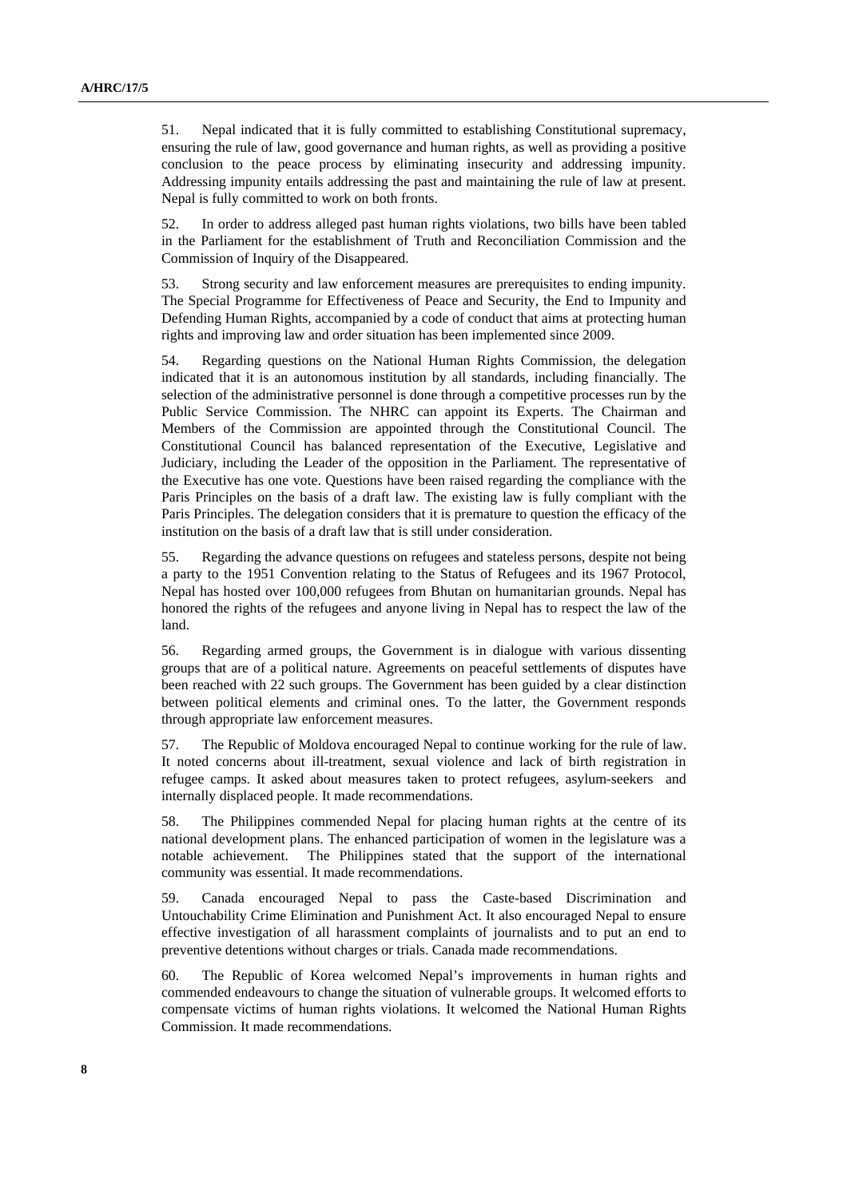51. Nepal indicated that it is fully committed to establishing Constitutional supremacy, ensuring the rule of law, good governance and human rights, as well as providing a positive conclusion to the peace process by eliminating insecurity and addressing impunity. Addressing impunity entails addressing the past and maintaining the rule of law at present. Nepal is fully committed to work on both fronts.

52. In order to address alleged past human rights violations, two bills have been tabled in the Parliament for the establishment of Truth and Reconciliation Commission and the Commission of Inquiry of the Disappeared.

53. Strong security and law enforcement measures are prerequisites to ending impunity. The Special Programme for Effectiveness of Peace and Security, the End to Impunity and Defending Human Rights, accompanied by a code of conduct that aims at protecting human rights and improving law and order situation has been implemented since 2009.

54. Regarding questions on the National Human Rights Commission, the delegation indicated that it is an autonomous institution by all standards, including financially. The selection of the administrative personnel is done through a competitive processes run by the Public Service Commission. The NHRC can appoint its Experts. The Chairman and Members of the Commission are appointed through the Constitutional Council. The Constitutional Council has balanced representation of the Executive, Legislative and Judiciary, including the Leader of the opposition in the Parliament. The representative of the Executive has one vote. Questions have been raised regarding the compliance with the Paris Principles on the basis of a draft law. The existing law is fully compliant with the Paris Principles. The delegation considers that it is premature to question the efficacy of the institution on the basis of a draft law that is still under consideration.

55. Regarding the advance questions on refugees and stateless persons, despite not being a party to the 1951 Convention relating to the Status of Refugees and its 1967 Protocol, Nepal has hosted over 100,000 refugees from Bhutan on humanitarian grounds. Nepal has honored the rights of the refugees and anyone living in Nepal has to respect the law of the land.

56. Regarding armed groups, the Government is in dialogue with various dissenting groups that are of a political nature. Agreements on peaceful settlements of disputes have been reached with 22 such groups. The Government has been guided by a clear distinction between political elements and criminal ones. To the latter, the Government responds through appropriate law enforcement measures.

57. The Republic of Moldova encouraged Nepal to continue working for the rule of law. It noted concerns about ill-treatment, sexual violence and lack of birth registration in refugee camps. It asked about measures taken to protect refugees, asylum-seekers and internally displaced people. It made recommendations.

58. The Philippines commended Nepal for placing human rights at the centre of its national development plans. The enhanced participation of women in the legislature was a notable achievement. The Philippines stated that the support of the international community was essential. It made recommendations.

59. Canada encouraged Nepal to pass the Caste-based Discrimination and Untouchability Crime Elimination and Punishment Act. It also encouraged Nepal to ensure effective investigation of all harassment complaints of journalists and to put an end to preventive detentions without charges or trials. Canada made recommendations.

60. The Republic of Korea welcomed Nepal's improvements in human rights and commended endeavours to change the situation of vulnerable groups. It welcomed efforts to compensate victims of human rights violations. It welcomed the National Human Rights Commission. It made recommendations.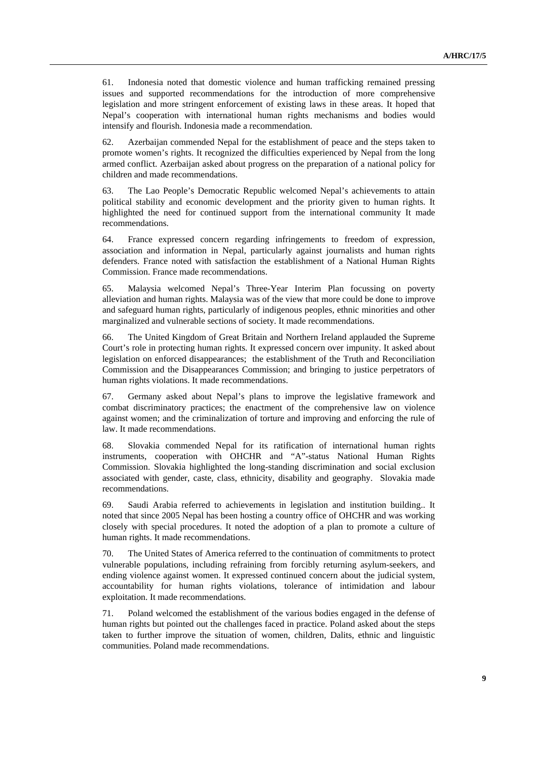61. Indonesia noted that domestic violence and human trafficking remained pressing issues and supported recommendations for the introduction of more comprehensive legislation and more stringent enforcement of existing laws in these areas. It hoped that Nepal's cooperation with international human rights mechanisms and bodies would intensify and flourish. Indonesia made a recommendation.

62. Azerbaijan commended Nepal for the establishment of peace and the steps taken to promote women's rights. It recognized the difficulties experienced by Nepal from the long armed conflict. Azerbaijan asked about progress on the preparation of a national policy for children and made recommendations.

63. The Lao People's Democratic Republic welcomed Nepal's achievements to attain political stability and economic development and the priority given to human rights. It highlighted the need for continued support from the international community It made recommendations.

64. France expressed concern regarding infringements to freedom of expression, association and information in Nepal, particularly against journalists and human rights defenders. France noted with satisfaction the establishment of a National Human Rights Commission. France made recommendations.

65. Malaysia welcomed Nepal's Three-Year Interim Plan focussing on poverty alleviation and human rights. Malaysia was of the view that more could be done to improve and safeguard human rights, particularly of indigenous peoples, ethnic minorities and other marginalized and vulnerable sections of society. It made recommendations.

66. The United Kingdom of Great Britain and Northern Ireland applauded the Supreme Court's role in protecting human rights. It expressed concern over impunity. It asked about legislation on enforced disappearances; the establishment of the Truth and Reconciliation Commission and the Disappearances Commission; and bringing to justice perpetrators of human rights violations. It made recommendations.

67. Germany asked about Nepal's plans to improve the legislative framework and combat discriminatory practices; the enactment of the comprehensive law on violence against women; and the criminalization of torture and improving and enforcing the rule of law. It made recommendations.

68. Slovakia commended Nepal for its ratification of international human rights instruments, cooperation with OHCHR and "A"-status National Human Rights Commission. Slovakia highlighted the long-standing discrimination and social exclusion associated with gender, caste, class, ethnicity, disability and geography. Slovakia made recommendations.

69. Saudi Arabia referred to achievements in legislation and institution building.. It noted that since 2005 Nepal has been hosting a country office of OHCHR and was working closely with special procedures. It noted the adoption of a plan to promote a culture of human rights. It made recommendations.

70. The United States of America referred to the continuation of commitments to protect vulnerable populations, including refraining from forcibly returning asylum-seekers, and ending violence against women. It expressed continued concern about the judicial system, accountability for human rights violations, tolerance of intimidation and labour exploitation. It made recommendations.

71. Poland welcomed the establishment of the various bodies engaged in the defense of human rights but pointed out the challenges faced in practice. Poland asked about the steps taken to further improve the situation of women, children, Dalits, ethnic and linguistic communities. Poland made recommendations.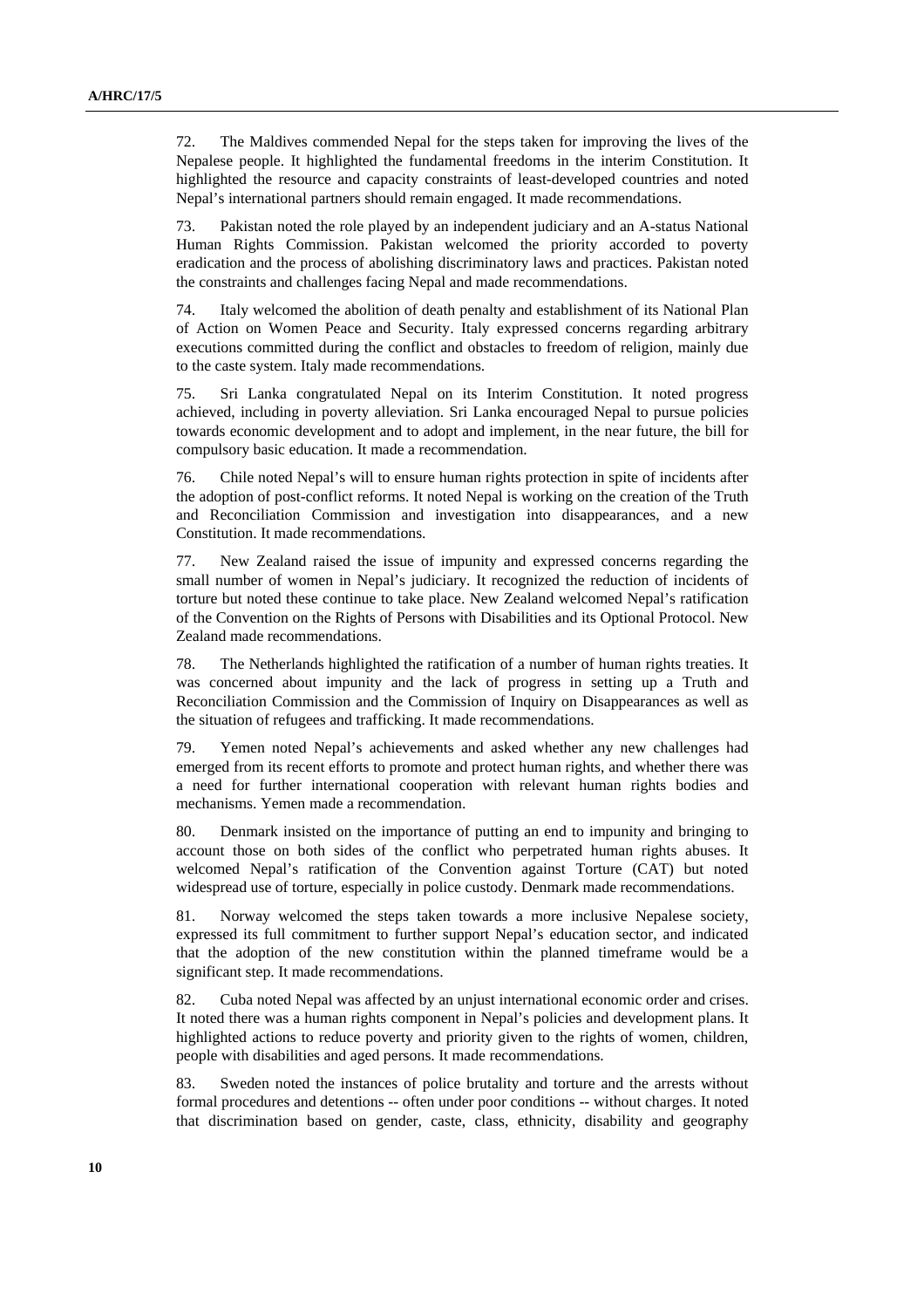72. The Maldives commended Nepal for the steps taken for improving the lives of the Nepalese people. It highlighted the fundamental freedoms in the interim Constitution. It highlighted the resource and capacity constraints of least-developed countries and noted Nepal's international partners should remain engaged. It made recommendations.

73. Pakistan noted the role played by an independent judiciary and an A-status National Human Rights Commission. Pakistan welcomed the priority accorded to poverty eradication and the process of abolishing discriminatory laws and practices. Pakistan noted the constraints and challenges facing Nepal and made recommendations.

74. Italy welcomed the abolition of death penalty and establishment of its National Plan of Action on Women Peace and Security. Italy expressed concerns regarding arbitrary executions committed during the conflict and obstacles to freedom of religion, mainly due to the caste system. Italy made recommendations.

75. Sri Lanka congratulated Nepal on its Interim Constitution. It noted progress achieved, including in poverty alleviation. Sri Lanka encouraged Nepal to pursue policies towards economic development and to adopt and implement, in the near future, the bill for compulsory basic education. It made a recommendation.

76. Chile noted Nepal's will to ensure human rights protection in spite of incidents after the adoption of post-conflict reforms. It noted Nepal is working on the creation of the Truth and Reconciliation Commission and investigation into disappearances, and a new Constitution. It made recommendations.

77. New Zealand raised the issue of impunity and expressed concerns regarding the small number of women in Nepal's judiciary. It recognized the reduction of incidents of torture but noted these continue to take place. New Zealand welcomed Nepal's ratification of the Convention on the Rights of Persons with Disabilities and its Optional Protocol. New Zealand made recommendations.

78. The Netherlands highlighted the ratification of a number of human rights treaties. It was concerned about impunity and the lack of progress in setting up a Truth and Reconciliation Commission and the Commission of Inquiry on Disappearances as well as the situation of refugees and trafficking. It made recommendations.

79. Yemen noted Nepal's achievements and asked whether any new challenges had emerged from its recent efforts to promote and protect human rights, and whether there was a need for further international cooperation with relevant human rights bodies and mechanisms. Yemen made a recommendation.

80. Denmark insisted on the importance of putting an end to impunity and bringing to account those on both sides of the conflict who perpetrated human rights abuses. It welcomed Nepal's ratification of the Convention against Torture (CAT) but noted widespread use of torture, especially in police custody. Denmark made recommendations.

81. Norway welcomed the steps taken towards a more inclusive Nepalese society, expressed its full commitment to further support Nepal's education sector, and indicated that the adoption of the new constitution within the planned timeframe would be a significant step. It made recommendations.

82. Cuba noted Nepal was affected by an unjust international economic order and crises. It noted there was a human rights component in Nepal's policies and development plans. It highlighted actions to reduce poverty and priority given to the rights of women, children, people with disabilities and aged persons. It made recommendations.

83. Sweden noted the instances of police brutality and torture and the arrests without formal procedures and detentions -- often under poor conditions -- without charges. It noted that discrimination based on gender, caste, class, ethnicity, disability and geography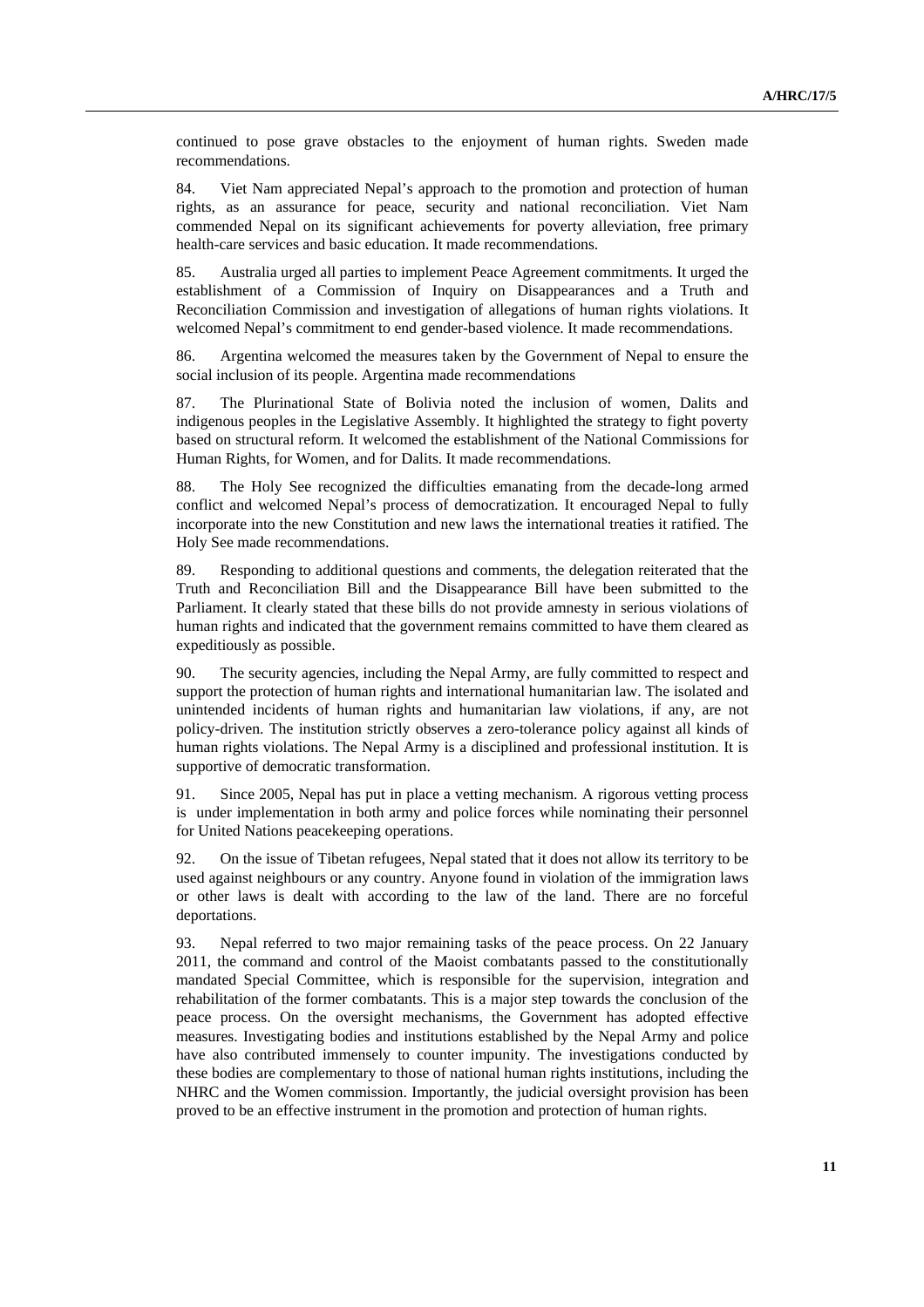continued to pose grave obstacles to the enjoyment of human rights. Sweden made recommendations.

84. Viet Nam appreciated Nepal's approach to the promotion and protection of human rights, as an assurance for peace, security and national reconciliation. Viet Nam commended Nepal on its significant achievements for poverty alleviation, free primary health-care services and basic education. It made recommendations.

85. Australia urged all parties to implement Peace Agreement commitments. It urged the establishment of a Commission of Inquiry on Disappearances and a Truth and Reconciliation Commission and investigation of allegations of human rights violations. It welcomed Nepal's commitment to end gender-based violence. It made recommendations.

86. Argentina welcomed the measures taken by the Government of Nepal to ensure the social inclusion of its people. Argentina made recommendations

87. The Plurinational State of Bolivia noted the inclusion of women, Dalits and indigenous peoples in the Legislative Assembly. It highlighted the strategy to fight poverty based on structural reform. It welcomed the establishment of the National Commissions for Human Rights, for Women, and for Dalits. It made recommendations.

88. The Holy See recognized the difficulties emanating from the decade-long armed conflict and welcomed Nepal's process of democratization. It encouraged Nepal to fully incorporate into the new Constitution and new laws the international treaties it ratified. The Holy See made recommendations.

89. Responding to additional questions and comments, the delegation reiterated that the Truth and Reconciliation Bill and the Disappearance Bill have been submitted to the Parliament. It clearly stated that these bills do not provide amnesty in serious violations of human rights and indicated that the government remains committed to have them cleared as expeditiously as possible.

90. The security agencies, including the Nepal Army, are fully committed to respect and support the protection of human rights and international humanitarian law. The isolated and unintended incidents of human rights and humanitarian law violations, if any, are not policy-driven. The institution strictly observes a zero-tolerance policy against all kinds of human rights violations. The Nepal Army is a disciplined and professional institution. It is supportive of democratic transformation.

91. Since 2005, Nepal has put in place a vetting mechanism. A rigorous vetting process is under implementation in both army and police forces while nominating their personnel for United Nations peacekeeping operations.

92. On the issue of Tibetan refugees, Nepal stated that it does not allow its territory to be used against neighbours or any country. Anyone found in violation of the immigration laws or other laws is dealt with according to the law of the land. There are no forceful deportations.

93. Nepal referred to two major remaining tasks of the peace process. On 22 January 2011, the command and control of the Maoist combatants passed to the constitutionally mandated Special Committee, which is responsible for the supervision, integration and rehabilitation of the former combatants. This is a major step towards the conclusion of the peace process. On the oversight mechanisms, the Government has adopted effective measures. Investigating bodies and institutions established by the Nepal Army and police have also contributed immensely to counter impunity. The investigations conducted by these bodies are complementary to those of national human rights institutions, including the NHRC and the Women commission. Importantly, the judicial oversight provision has been proved to be an effective instrument in the promotion and protection of human rights.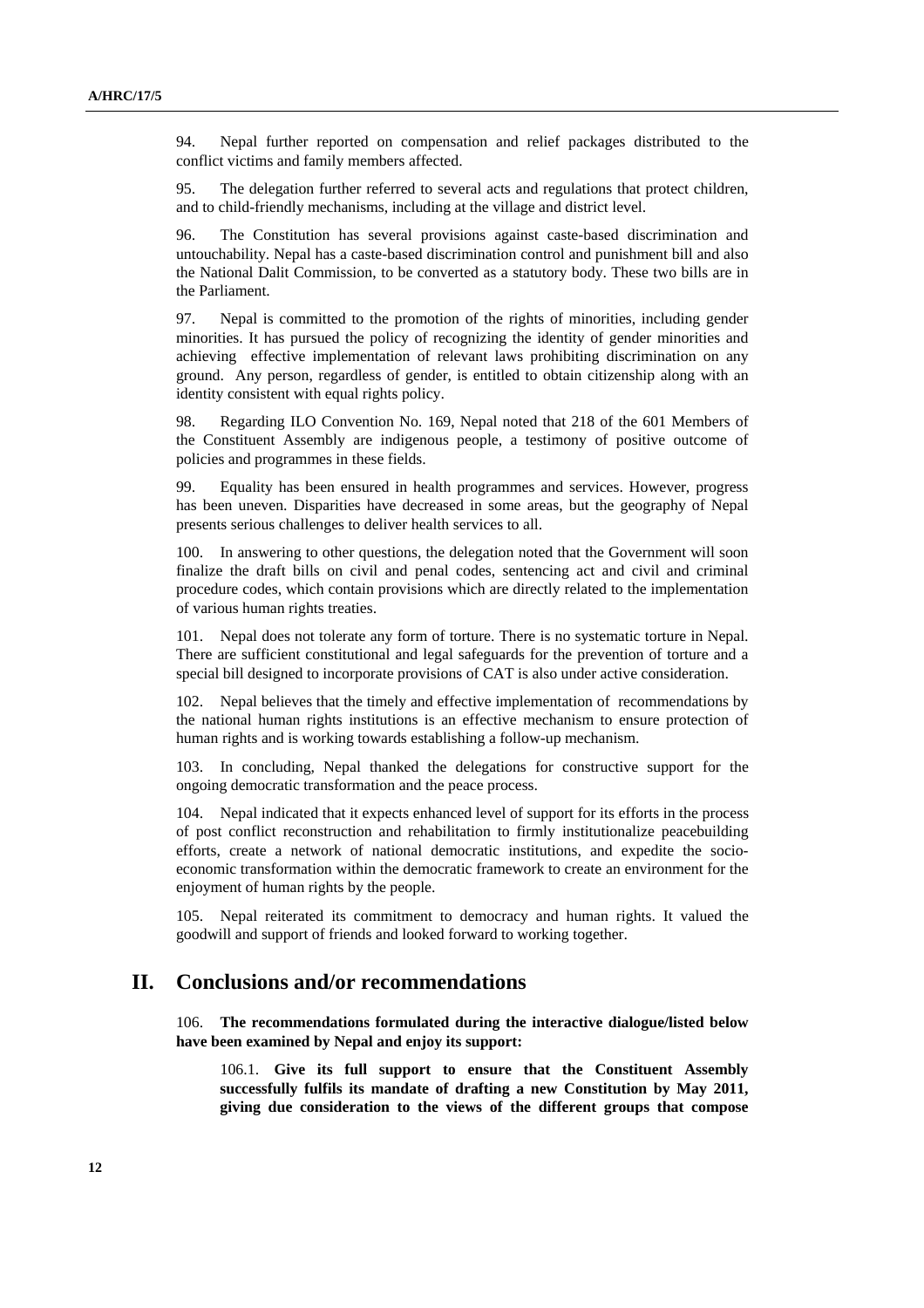94. Nepal further reported on compensation and relief packages distributed to the conflict victims and family members affected.

95. The delegation further referred to several acts and regulations that protect children, and to child-friendly mechanisms, including at the village and district level.

96. The Constitution has several provisions against caste-based discrimination and untouchability. Nepal has a caste-based discrimination control and punishment bill and also the National Dalit Commission, to be converted as a statutory body. These two bills are in the Parliament.

97. Nepal is committed to the promotion of the rights of minorities, including gender minorities. It has pursued the policy of recognizing the identity of gender minorities and achieving effective implementation of relevant laws prohibiting discrimination on any ground. Any person, regardless of gender, is entitled to obtain citizenship along with an identity consistent with equal rights policy.

98. Regarding ILO Convention No. 169, Nepal noted that 218 of the 601 Members of the Constituent Assembly are indigenous people, a testimony of positive outcome of policies and programmes in these fields.

99. Equality has been ensured in health programmes and services. However, progress has been uneven. Disparities have decreased in some areas, but the geography of Nepal presents serious challenges to deliver health services to all.

100. In answering to other questions, the delegation noted that the Government will soon finalize the draft bills on civil and penal codes, sentencing act and civil and criminal procedure codes, which contain provisions which are directly related to the implementation of various human rights treaties.

101. Nepal does not tolerate any form of torture. There is no systematic torture in Nepal. There are sufficient constitutional and legal safeguards for the prevention of torture and a special bill designed to incorporate provisions of CAT is also under active consideration.

102. Nepal believes that the timely and effective implementation of recommendations by the national human rights institutions is an effective mechanism to ensure protection of human rights and is working towards establishing a follow-up mechanism.

103. In concluding, Nepal thanked the delegations for constructive support for the ongoing democratic transformation and the peace process.

104. Nepal indicated that it expects enhanced level of support for its efforts in the process of post conflict reconstruction and rehabilitation to firmly institutionalize peacebuilding efforts, create a network of national democratic institutions, and expedite the socio-economic transformation within the democratic framework to create an environment for the enjoyment of human rights by the people.

105. Nepal reiterated its commitment to democracy and human rights. It valued the goodwill and support of friends and looked forward to working together.

## II. Conclusions and/or recommendations

106. **The recommendations formulated during the interactive dialogue/listed below have been examined by Nepal and enjoy its support:**

106.1. **Give its full support to ensure that the Constituent Assembly successfully fulfils its mandate of drafting a new Constitution by May 2011, giving due consideration to the views of the different groups that compose**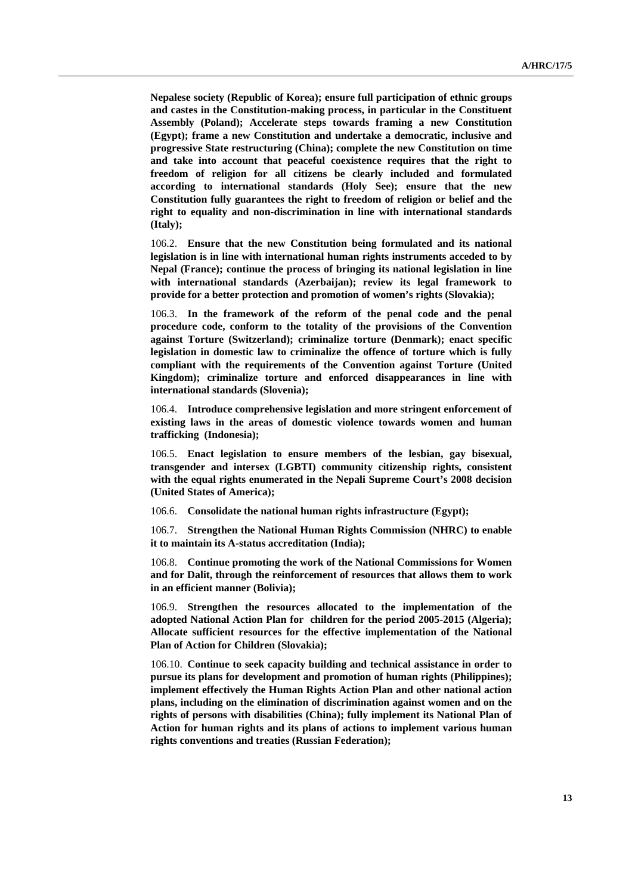**Nepalese society (Republic of Korea); ensure full participation of ethnic groups and castes in the Constitution-making process, in particular in the Constituent Assembly (Poland); Accelerate steps towards framing a new Constitution (Egypt); frame a new Constitution and undertake a democratic, inclusive and progressive State restructuring (China); complete the new Constitution on time and take into account that peaceful coexistence requires that the right to freedom of religion for all citizens be clearly included and formulated according to international standards (Holy See); ensure that the new Constitution fully guarantees the right to freedom of religion or belief and the right to equality and non-discrimination in line with international standards (Italy);**

106.2. **Ensure that the new Constitution being formulated and its national legislation is in line with international human rights instruments acceded to by Nepal (France); continue the process of bringing its national legislation in line with international standards (Azerbaijan); review its legal framework to provide for a better protection and promotion of women's rights (Slovakia);**

106.3. **In the framework of the reform of the penal code and the penal procedure code, conform to the totality of the provisions of the Convention against Torture (Switzerland); criminalize torture (Denmark); enact specific legislation in domestic law to criminalize the offence of torture which is fully compliant with the requirements of the Convention against Torture (United Kingdom); criminalize torture and enforced disappearances in line with international standards (Slovenia);**

106.4. **Introduce comprehensive legislation and more stringent enforcement of existing laws in the areas of domestic violence towards women and human trafficking (Indonesia);**

106.5. **Enact legislation to ensure members of the lesbian, gay bisexual, transgender and intersex (LGBTI) community citizenship rights, consistent with the equal rights enumerated in the Nepali Supreme Court's 2008 decision (United States of America);**

106.6. **Consolidate the national human rights infrastructure (Egypt);**

106.7. **Strengthen the National Human Rights Commission (NHRC) to enable it to maintain its A-status accreditation (India);**

106.8. **Continue promoting the work of the National Commissions for Women and for Dalit, through the reinforcement of resources that allows them to work in an efficient manner (Bolivia);**

106.9. **Strengthen the resources allocated to the implementation of the adopted National Action Plan for children for the period 2005-2015 (Algeria); Allocate sufficient resources for the effective implementation of the National Plan of Action for Children (Slovakia);**

106.10. **Continue to seek capacity building and technical assistance in order to pursue its plans for development and promotion of human rights (Philippines); implement effectively the Human Rights Action Plan and other national action plans, including on the elimination of discrimination against women and on the rights of persons with disabilities (China); fully implement its National Plan of Action for human rights and its plans of actions to implement various human rights conventions and treaties (Russian Federation);**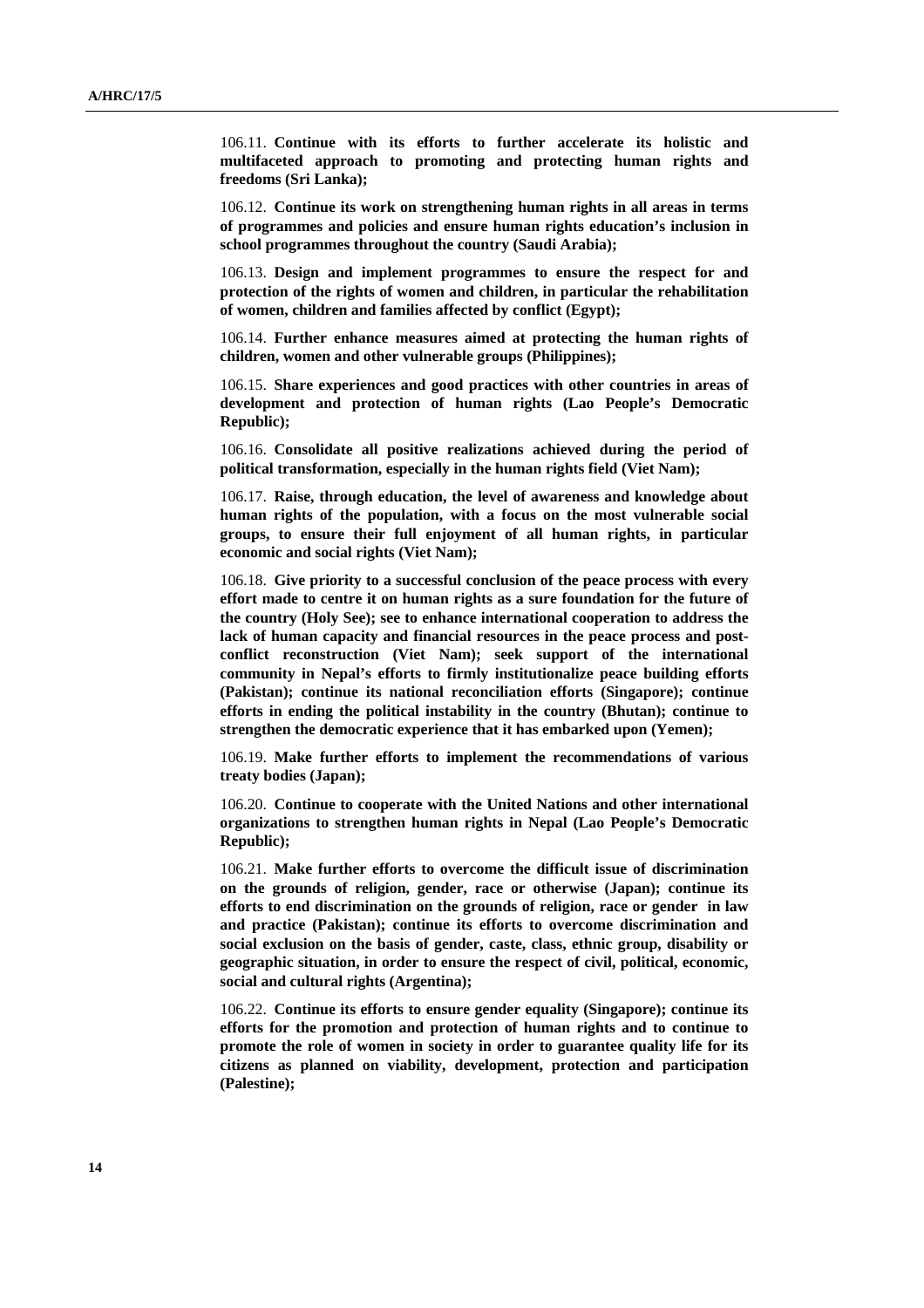106.11. **Continue with its efforts to further accelerate its holistic and multifaceted approach to promoting and protecting human rights and freedoms (Sri Lanka);**

106.12. **Continue its work on strengthening human rights in all areas in terms of programmes and policies and ensure human rights education's inclusion in school programmes throughout the country (Saudi Arabia);**

106.13. **Design and implement programmes to ensure the respect for and protection of the rights of women and children, in particular the rehabilitation of women, children and families affected by conflict (Egypt);**

106.14. **Further enhance measures aimed at protecting the human rights of children, women and other vulnerable groups (Philippines);**

106.15. **Share experiences and good practices with other countries in areas of development and protection of human rights (Lao People's Democratic Republic);**

106.16. **Consolidate all positive realizations achieved during the period of political transformation, especially in the human rights field (Viet Nam);**

106.17. **Raise, through education, the level of awareness and knowledge about human rights of the population, with a focus on the most vulnerable social groups, to ensure their full enjoyment of all human rights, in particular economic and social rights (Viet Nam);**

106.18. **Give priority to a successful conclusion of the peace process with every effort made to centre it on human rights as a sure foundation for the future of the country (Holy See); see to enhance international cooperation to address the lack of human capacity and financial resources in the peace process and post-conflict reconstruction (Viet Nam); seek support of the international community in Nepal's efforts to firmly institutionalize peace building efforts (Pakistan); continue its national reconciliation efforts (Singapore); continue efforts in ending the political instability in the country (Bhutan); continue to strengthen the democratic experience that it has embarked upon (Yemen);**

106.19. **Make further efforts to implement the recommendations of various treaty bodies (Japan);**

106.20. **Continue to cooperate with the United Nations and other international organizations to strengthen human rights in Nepal (Lao People's Democratic Republic);**

106.21. **Make further efforts to overcome the difficult issue of discrimination on the grounds of religion, gender, race or otherwise (Japan); continue its efforts to end discrimination on the grounds of religion, race or gender in law and practice (Pakistan); continue its efforts to overcome discrimination and social exclusion on the basis of gender, caste, class, ethnic group, disability or geographic situation, in order to ensure the respect of civil, political, economic, social and cultural rights (Argentina);**

106.22. **Continue its efforts to ensure gender equality (Singapore); continue its efforts for the promotion and protection of human rights and to continue to promote the role of women in society in order to guarantee quality life for its citizens as planned on viability, development, protection and participation (Palestine);**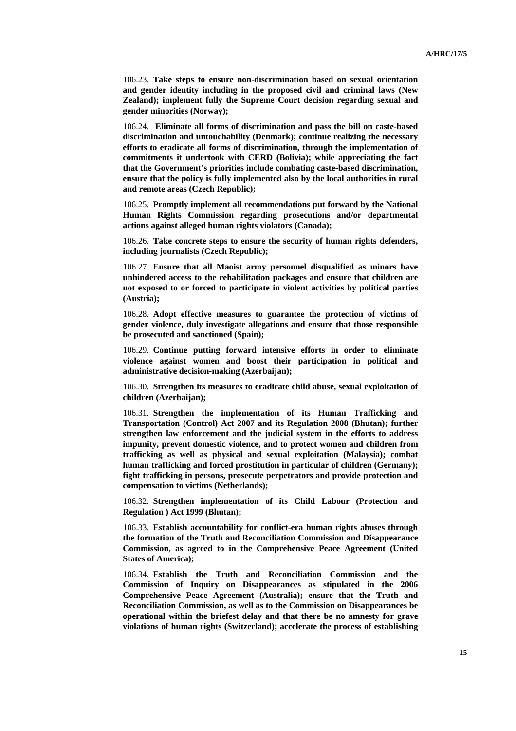106.23. **Take steps to ensure non-discrimination based on sexual orientation and gender identity including in the proposed civil and criminal laws (New Zealand); implement fully the Supreme Court decision regarding sexual and gender minorities (Norway);**

106.24. **Eliminate all forms of discrimination and pass the bill on caste-based discrimination and untouchability (Denmark); continue realizing the necessary efforts to eradicate all forms of discrimination, through the implementation of commitments it undertook with CERD (Bolivia); while appreciating the fact that the Government's priorities include combating caste-based discrimination, ensure that the policy is fully implemented also by the local authorities in rural and remote areas (Czech Republic);**

106.25. **Promptly implement all recommendations put forward by the National Human Rights Commission regarding prosecutions and/or departmental actions against alleged human rights violators (Canada);**

106.26. **Take concrete steps to ensure the security of human rights defenders, including journalists (Czech Republic);**

106.27. **Ensure that all Maoist army personnel disqualified as minors have unhindered access to the rehabilitation packages and ensure that children are not exposed to or forced to participate in violent activities by political parties (Austria);**

106.28. **Adopt effective measures to guarantee the protection of victims of gender violence, duly investigate allegations and ensure that those responsible be prosecuted and sanctioned (Spain);**

106.29. **Continue putting forward intensive efforts in order to eliminate violence against women and boost their participation in political and administrative decision-making (Azerbaijan);**

106.30. **Strengthen its measures to eradicate child abuse, sexual exploitation of children (Azerbaijan);**

106.31. **Strengthen the implementation of its Human Trafficking and Transportation (Control) Act 2007 and its Regulation 2008 (Bhutan); further strengthen law enforcement and the judicial system in the efforts to address impunity, prevent domestic violence, and to protect women and children from trafficking as well as physical and sexual exploitation (Malaysia); combat human trafficking and forced prostitution in particular of children (Germany); fight trafficking in persons, prosecute perpetrators and provide protection and compensation to victims (Netherlands);**

106.32. **Strengthen implementation of its Child Labour (Protection and Regulation ) Act 1999 (Bhutan);**

106.33. **Establish accountability for conflict-era human rights abuses through the formation of the Truth and Reconciliation Commission and Disappearance Commission, as agreed to in the Comprehensive Peace Agreement (United States of America);**

106.34. **Establish the Truth and Reconciliation Commission and the Commission of Inquiry on Disappearances as stipulated in the 2006 Comprehensive Peace Agreement (Australia); ensure that the Truth and Reconciliation Commission, as well as to the Commission on Disappearances be operational within the briefest delay and that there be no amnesty for grave violations of human rights (Switzerland); accelerate the process of establishing**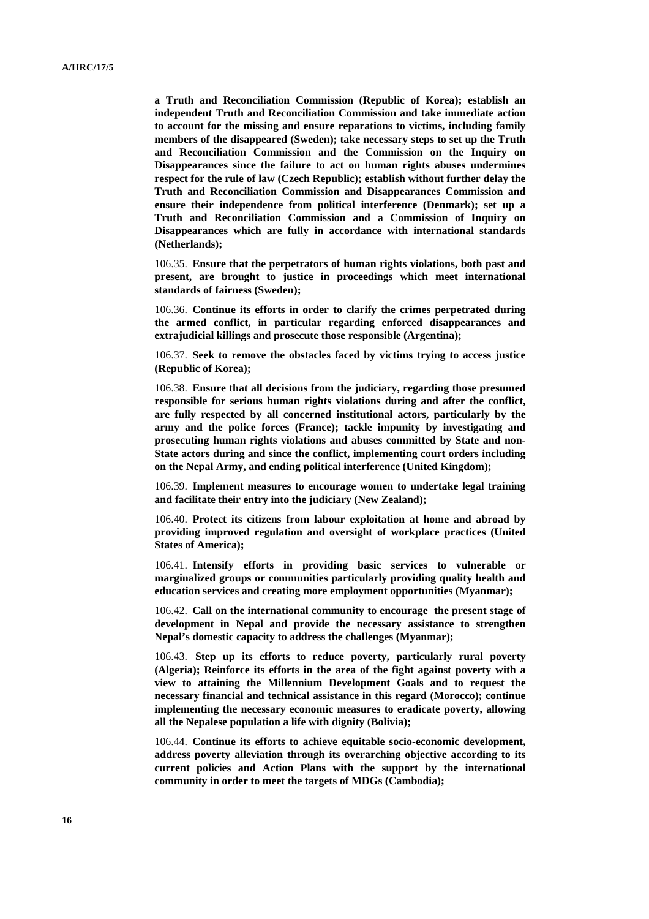**a Truth and Reconciliation Commission (Republic of Korea); establish an independent Truth and Reconciliation Commission and take immediate action to account for the missing and ensure reparations to victims, including family members of the disappeared (Sweden); take necessary steps to set up the Truth and Reconciliation Commission and the Commission on the Inquiry on Disappearances since the failure to act on human rights abuses undermines respect for the rule of law (Czech Republic); establish without further delay the Truth and Reconciliation Commission and Disappearances Commission and ensure their independence from political interference (Denmark); set up a Truth and Reconciliation Commission and a Commission of Inquiry on Disappearances which are fully in accordance with international standards (Netherlands);**

106.35. **Ensure that the perpetrators of human rights violations, both past and present, are brought to justice in proceedings which meet international standards of fairness (Sweden);**

106.36. **Continue its efforts in order to clarify the crimes perpetrated during the armed conflict, in particular regarding enforced disappearances and extrajudicial killings and prosecute those responsible (Argentina);**

106.37. **Seek to remove the obstacles faced by victims trying to access justice (Republic of Korea);**

106.38. **Ensure that all decisions from the judiciary, regarding those presumed responsible for serious human rights violations during and after the conflict, are fully respected by all concerned institutional actors, particularly by the army and the police forces (France); tackle impunity by investigating and prosecuting human rights violations and abuses committed by State and non-State actors during and since the conflict, implementing court orders including on the Nepal Army, and ending political interference (United Kingdom);**

106.39. **Implement measures to encourage women to undertake legal training and facilitate their entry into the judiciary (New Zealand);**

106.40. **Protect its citizens from labour exploitation at home and abroad by providing improved regulation and oversight of workplace practices (United States of America);**

106.41. **Intensify efforts in providing basic services to vulnerable or marginalized groups or communities particularly providing quality health and education services and creating more employment opportunities (Myanmar);**

106.42. **Call on the international community to encourage the present stage of development in Nepal and provide the necessary assistance to strengthen Nepal's domestic capacity to address the challenges (Myanmar);**

106.43. **Step up its efforts to reduce poverty, particularly rural poverty (Algeria); Reinforce its efforts in the area of the fight against poverty with a view to attaining the Millennium Development Goals and to request the necessary financial and technical assistance in this regard (Morocco); continue implementing the necessary economic measures to eradicate poverty, allowing all the Nepalese population a life with dignity (Bolivia);**

106.44. **Continue its efforts to achieve equitable socio-economic development, address poverty alleviation through its overarching objective according to its current policies and Action Plans with the support by the international community in order to meet the targets of MDGs (Cambodia);**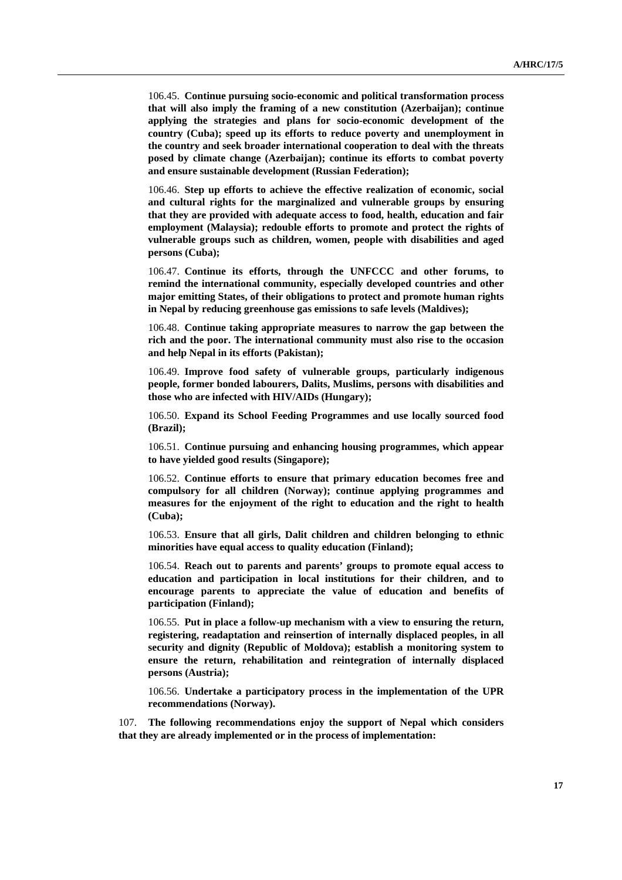106.45. **Continue pursuing socio-economic and political transformation process that will also imply the framing of a new constitution (Azerbaijan); continue applying the strategies and plans for socio-economic development of the country (Cuba); speed up its efforts to reduce poverty and unemployment in the country and seek broader international cooperation to deal with the threats posed by climate change (Azerbaijan); continue its efforts to combat poverty and ensure sustainable development (Russian Federation);**

106.46. **Step up efforts to achieve the effective realization of economic, social and cultural rights for the marginalized and vulnerable groups by ensuring that they are provided with adequate access to food, health, education and fair employment (Malaysia); redouble efforts to promote and protect the rights of vulnerable groups such as children, women, people with disabilities and aged persons (Cuba);**

106.47. **Continue its efforts, through the UNFCCC and other forums, to remind the international community, especially developed countries and other major emitting States, of their obligations to protect and promote human rights in Nepal by reducing greenhouse gas emissions to safe levels (Maldives);**

106.48. **Continue taking appropriate measures to narrow the gap between the rich and the poor. The international community must also rise to the occasion and help Nepal in its efforts (Pakistan);**

106.49. **Improve food safety of vulnerable groups, particularly indigenous people, former bonded labourers, Dalits, Muslims, persons with disabilities and those who are infected with HIV/AIDs (Hungary);**

106.50. **Expand its School Feeding Programmes and use locally sourced food (Brazil);**

106.51. **Continue pursuing and enhancing housing programmes, which appear to have yielded good results (Singapore);**

106.52. **Continue efforts to ensure that primary education becomes free and compulsory for all children (Norway); continue applying programmes and measures for the enjoyment of the right to education and the right to health (Cuba);**

106.53. **Ensure that all girls, Dalit children and children belonging to ethnic minorities have equal access to quality education (Finland);**

106.54. **Reach out to parents and parents' groups to promote equal access to education and participation in local institutions for their children, and to encourage parents to appreciate the value of education and benefits of participation (Finland);**

106.55. **Put in place a follow-up mechanism with a view to ensuring the return, registering, readaptation and reinsertion of internally displaced peoples, in all security and dignity (Republic of Moldova); establish a monitoring system to ensure the return, rehabilitation and reintegration of internally displaced persons (Austria);**

106.56. **Undertake a participatory process in the implementation of the UPR recommendations (Norway).**

107. **The following recommendations enjoy the support of Nepal which considers that they are already implemented or in the process of implementation:**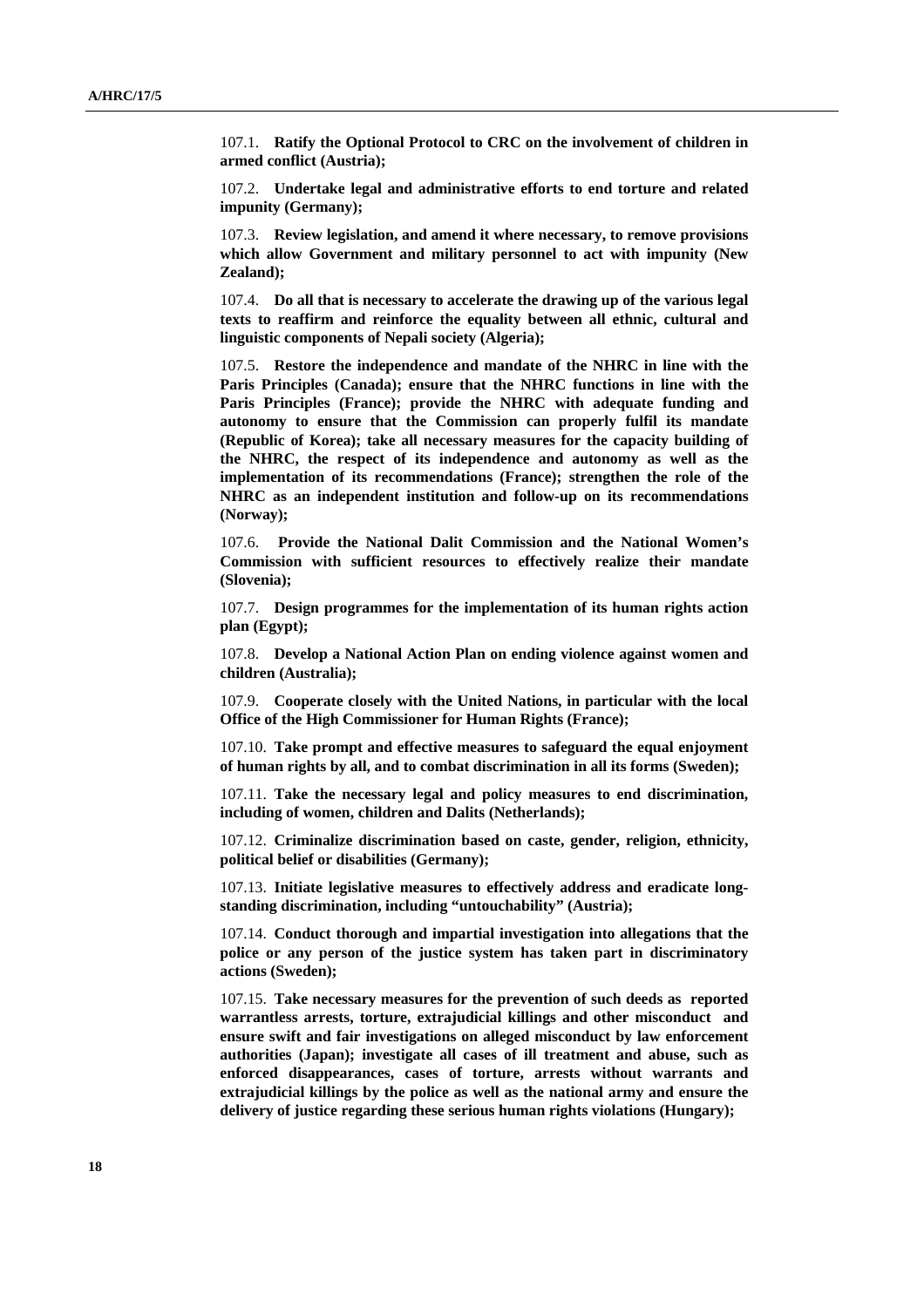107.1. **Ratify the Optional Protocol to CRC on the involvement of children in armed conflict (Austria);**

107.2. **Undertake legal and administrative efforts to end torture and related impunity (Germany);**

107.3. **Review legislation, and amend it where necessary, to remove provisions which allow Government and military personnel to act with impunity (New Zealand);**

107.4. **Do all that is necessary to accelerate the drawing up of the various legal texts to reaffirm and reinforce the equality between all ethnic, cultural and linguistic components of Nepali society (Algeria);**

107.5. **Restore the independence and mandate of the NHRC in line with the Paris Principles (Canada); ensure that the NHRC functions in line with the Paris Principles (France); provide the NHRC with adequate funding and autonomy to ensure that the Commission can properly fulfil its mandate (Republic of Korea); take all necessary measures for the capacity building of the NHRC, the respect of its independence and autonomy as well as the implementation of its recommendations (France); strengthen the role of the NHRC as an independent institution and follow-up on its recommendations (Norway);**

107.6. **Provide the National Dalit Commission and the National Women's Commission with sufficient resources to effectively realize their mandate (Slovenia);**

107.7. **Design programmes for the implementation of its human rights action plan (Egypt);**

107.8. **Develop a National Action Plan on ending violence against women and children (Australia);**

107.9. **Cooperate closely with the United Nations, in particular with the local Office of the High Commissioner for Human Rights (France);**

107.10. **Take prompt and effective measures to safeguard the equal enjoyment of human rights by all, and to combat discrimination in all its forms (Sweden);**

107.11. **Take the necessary legal and policy measures to end discrimination, including of women, children and Dalits (Netherlands);**

107.12. **Criminalize discrimination based on caste, gender, religion, ethnicity, political belief or disabilities (Germany);**

107.13. **Initiate legislative measures to effectively address and eradicate long-standing discrimination, including "untouchability" (Austria);**

107.14. **Conduct thorough and impartial investigation into allegations that the police or any person of the justice system has taken part in discriminatory actions (Sweden);**

107.15. **Take necessary measures for the prevention of such deeds as reported warrantless arrests, torture, extrajudicial killings and other misconduct and ensure swift and fair investigations on alleged misconduct by law enforcement authorities (Japan); investigate all cases of ill treatment and abuse, such as enforced disappearances, cases of torture, arrests without warrants and extrajudicial killings by the police as well as the national army and ensure the delivery of justice regarding these serious human rights violations (Hungary);**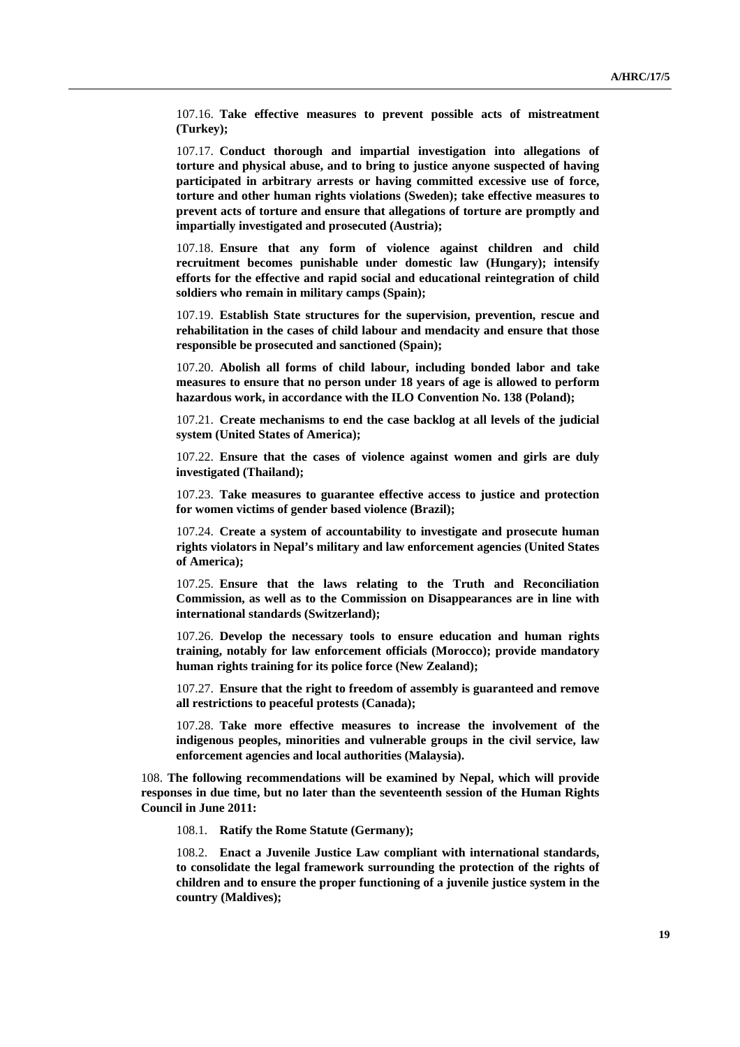107.16. **Take effective measures to prevent possible acts of mistreatment (Turkey);**

107.17. **Conduct thorough and impartial investigation into allegations of torture and physical abuse, and to bring to justice anyone suspected of having participated in arbitrary arrests or having committed excessive use of force, torture and other human rights violations (Sweden); take effective measures to prevent acts of torture and ensure that allegations of torture are promptly and impartially investigated and prosecuted (Austria);**

107.18. **Ensure that any form of violence against children and child recruitment becomes punishable under domestic law (Hungary); intensify efforts for the effective and rapid social and educational reintegration of child soldiers who remain in military camps (Spain);**

107.19. **Establish State structures for the supervision, prevention, rescue and rehabilitation in the cases of child labour and mendacity and ensure that those responsible be prosecuted and sanctioned (Spain);**

107.20. **Abolish all forms of child labour, including bonded labor and take measures to ensure that no person under 18 years of age is allowed to perform hazardous work, in accordance with the ILO Convention No. 138 (Poland);**

107.21. **Create mechanisms to end the case backlog at all levels of the judicial system (United States of America);**

107.22. **Ensure that the cases of violence against women and girls are duly investigated (Thailand);**

107.23. **Take measures to guarantee effective access to justice and protection for women victims of gender based violence (Brazil);**

107.24. **Create a system of accountability to investigate and prosecute human rights violators in Nepal's military and law enforcement agencies (United States of America);**

107.25. **Ensure that the laws relating to the Truth and Reconciliation Commission, as well as to the Commission on Disappearances are in line with international standards (Switzerland);**

107.26. **Develop the necessary tools to ensure education and human rights training, notably for law enforcement officials (Morocco); provide mandatory human rights training for its police force (New Zealand);**

107.27. **Ensure that the right to freedom of assembly is guaranteed and remove all restrictions to peaceful protests (Canada);**

107.28. **Take more effective measures to increase the involvement of the indigenous peoples, minorities and vulnerable groups in the civil service, law enforcement agencies and local authorities (Malaysia).**

108. **The following recommendations will be examined by Nepal, which will provide responses in due time, but no later than the seventeenth session of the Human Rights Council in June 2011:**

108.1. **Ratify the Rome Statute (Germany);**

108.2. **Enact a Juvenile Justice Law compliant with international standards, to consolidate the legal framework surrounding the protection of the rights of children and to ensure the proper functioning of a juvenile justice system in the country (Maldives);**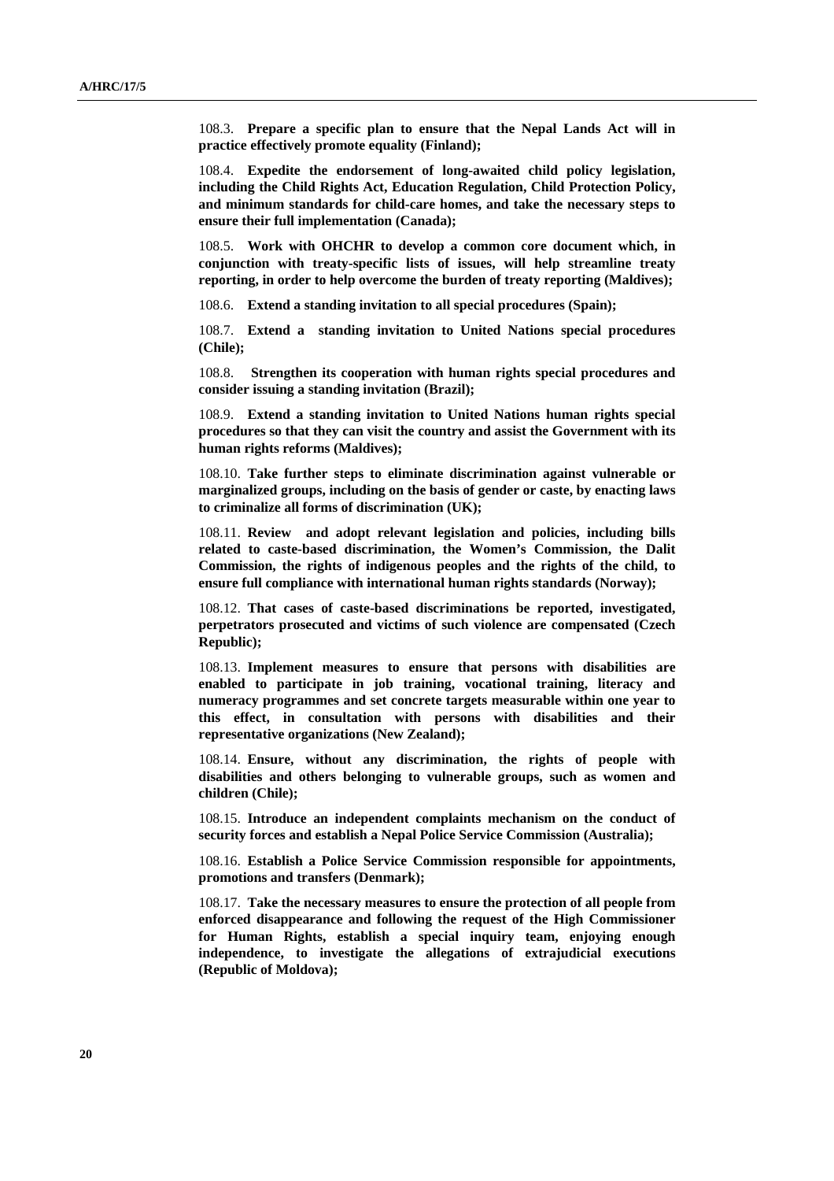108.3. **Prepare a specific plan to ensure that the Nepal Lands Act will in practice effectively promote equality (Finland);**

108.4. **Expedite the endorsement of long-awaited child policy legislation, including the Child Rights Act, Education Regulation, Child Protection Policy, and minimum standards for child-care homes, and take the necessary steps to ensure their full implementation (Canada);**

108.5. **Work with OHCHR to develop a common core document which, in conjunction with treaty-specific lists of issues, will help streamline treaty reporting, in order to help overcome the burden of treaty reporting (Maldives);**

108.6. **Extend a standing invitation to all special procedures (Spain);**

108.7. **Extend a standing invitation to United Nations special procedures (Chile);**

108.8. **Strengthen its cooperation with human rights special procedures and consider issuing a standing invitation (Brazil);**

108.9. **Extend a standing invitation to United Nations human rights special procedures so that they can visit the country and assist the Government with its human rights reforms (Maldives);**

108.10. **Take further steps to eliminate discrimination against vulnerable or marginalized groups, including on the basis of gender or caste, by enacting laws to criminalize all forms of discrimination (UK);**

108.11. **Review and adopt relevant legislation and policies, including bills related to caste-based discrimination, the Women's Commission, the Dalit Commission, the rights of indigenous peoples and the rights of the child, to ensure full compliance with international human rights standards (Norway);**

108.12. **That cases of caste-based discriminations be reported, investigated, perpetrators prosecuted and victims of such violence are compensated (Czech Republic);**

108.13. **Implement measures to ensure that persons with disabilities are enabled to participate in job training, vocational training, literacy and numeracy programmes and set concrete targets measurable within one year to this effect, in consultation with persons with disabilities and their representative organizations (New Zealand);**

108.14. **Ensure, without any discrimination, the rights of people with disabilities and others belonging to vulnerable groups, such as women and children (Chile);**

108.15. **Introduce an independent complaints mechanism on the conduct of security forces and establish a Nepal Police Service Commission (Australia);**

108.16. **Establish a Police Service Commission responsible for appointments, promotions and transfers (Denmark);**

108.17. **Take the necessary measures to ensure the protection of all people from enforced disappearance and following the request of the High Commissioner for Human Rights, establish a special inquiry team, enjoying enough independence, to investigate the allegations of extrajudicial executions (Republic of Moldova);**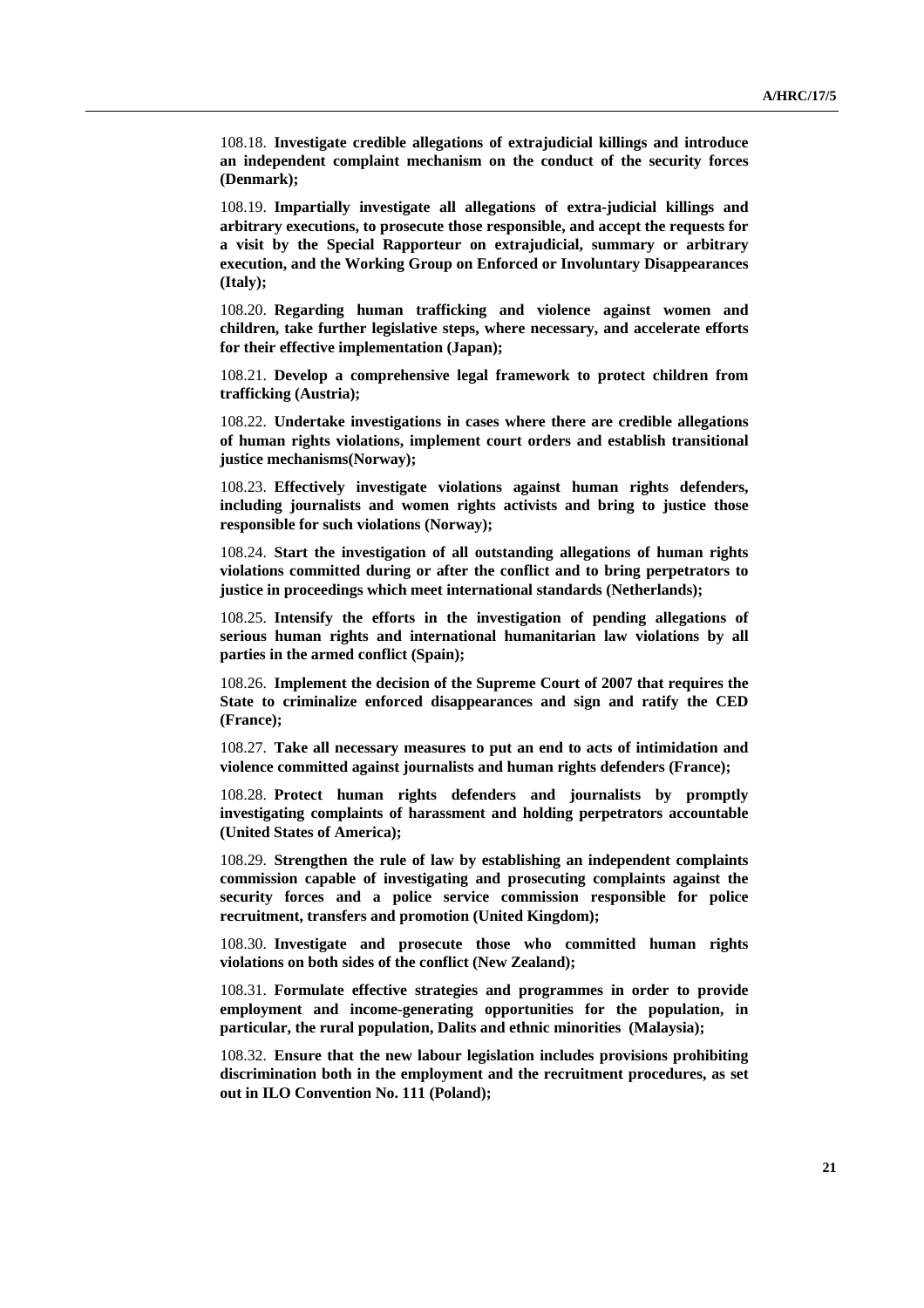108.18. **Investigate credible allegations of extrajudicial killings and introduce an independent complaint mechanism on the conduct of the security forces (Denmark);**

108.19. **Impartially investigate all allegations of extra-judicial killings and arbitrary executions, to prosecute those responsible, and accept the requests for a visit by the Special Rapporteur on extrajudicial, summary or arbitrary execution, and the Working Group on Enforced or Involuntary Disappearances (Italy);**

108.20. **Regarding human trafficking and violence against women and children, take further legislative steps, where necessary, and accelerate efforts for their effective implementation (Japan);**

108.21. **Develop a comprehensive legal framework to protect children from trafficking (Austria);**

108.22. **Undertake investigations in cases where there are credible allegations of human rights violations, implement court orders and establish transitional justice mechanisms(Norway);**

108.23. **Effectively investigate violations against human rights defenders, including journalists and women rights activists and bring to justice those responsible for such violations (Norway);**

108.24. **Start the investigation of all outstanding allegations of human rights violations committed during or after the conflict and to bring perpetrators to justice in proceedings which meet international standards (Netherlands);**

108.25. **Intensify the efforts in the investigation of pending allegations of serious human rights and international humanitarian law violations by all parties in the armed conflict (Spain);**

108.26. **Implement the decision of the Supreme Court of 2007 that requires the State to criminalize enforced disappearances and sign and ratify the CED (France);**

108.27. **Take all necessary measures to put an end to acts of intimidation and violence committed against journalists and human rights defenders (France);**

108.28. **Protect human rights defenders and journalists by promptly investigating complaints of harassment and holding perpetrators accountable (United States of America);**

108.29. **Strengthen the rule of law by establishing an independent complaints commission capable of investigating and prosecuting complaints against the security forces and a police service commission responsible for police recruitment, transfers and promotion (United Kingdom);**

108.30. **Investigate and prosecute those who committed human rights violations on both sides of the conflict (New Zealand);**

108.31. **Formulate effective strategies and programmes in order to provide employment and income-generating opportunities for the population, in particular, the rural population, Dalits and ethnic minorities (Malaysia);**

108.32. **Ensure that the new labour legislation includes provisions prohibiting discrimination both in the employment and the recruitment procedures, as set out in ILO Convention No. 111 (Poland);**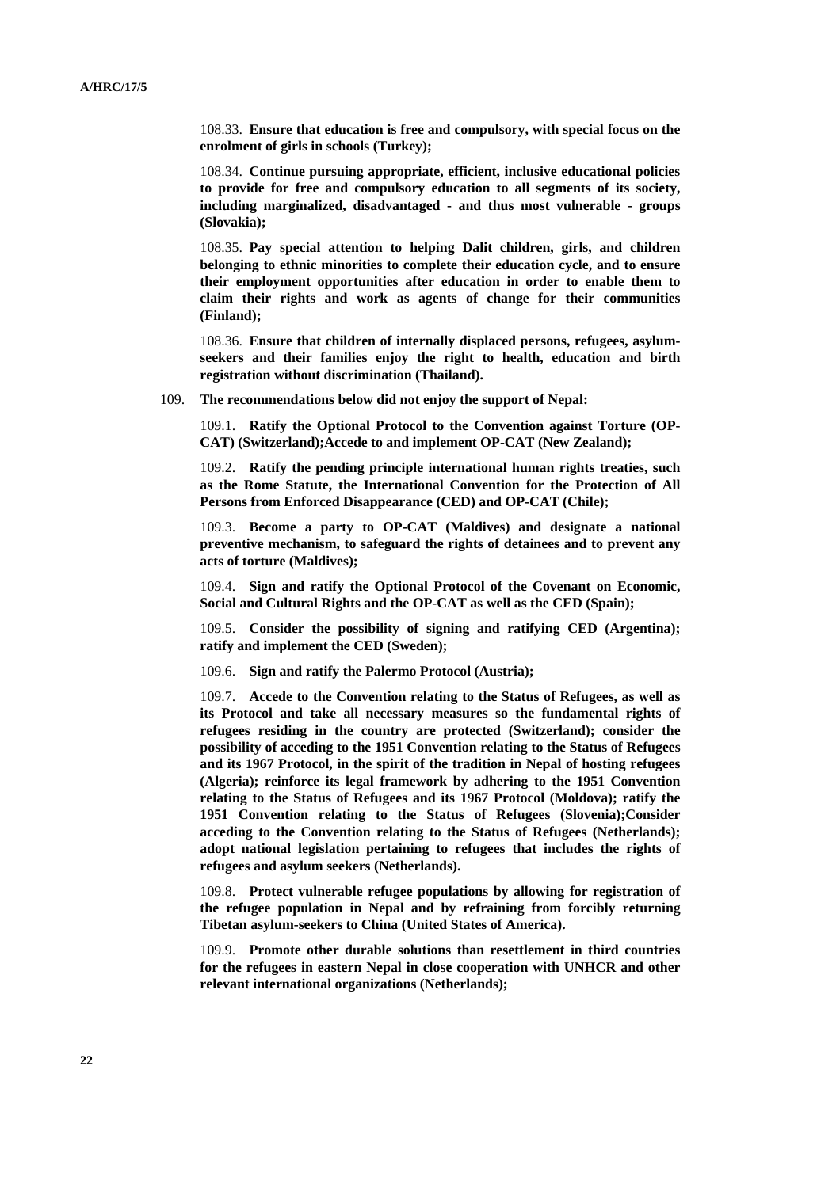108.33. **Ensure that education is free and compulsory, with special focus on the enrolment of girls in schools (Turkey);**

108.34. **Continue pursuing appropriate, efficient, inclusive educational policies to provide for free and compulsory education to all segments of its society, including marginalized, disadvantaged - and thus most vulnerable - groups (Slovakia);**

108.35. **Pay special attention to helping Dalit children, girls, and children belonging to ethnic minorities to complete their education cycle, and to ensure their employment opportunities after education in order to enable them to claim their rights and work as agents of change for their communities (Finland);**

108.36. **Ensure that children of internally displaced persons, refugees, asylum-seekers and their families enjoy the right to health, education and birth registration without discrimination (Thailand).**

109. **The recommendations below did not enjoy the support of Nepal:**

109.1. **Ratify the Optional Protocol to the Convention against Torture (OP-CAT) (Switzerland);Accede to and implement OP-CAT (New Zealand);**

109.2. **Ratify the pending principle international human rights treaties, such as the Rome Statute, the International Convention for the Protection of All Persons from Enforced Disappearance (CED) and OP-CAT (Chile);**

109.3. **Become a party to OP-CAT (Maldives) and designate a national preventive mechanism, to safeguard the rights of detainees and to prevent any acts of torture (Maldives);**

109.4. **Sign and ratify the Optional Protocol of the Covenant on Economic, Social and Cultural Rights and the OP-CAT as well as the CED (Spain);**

109.5. **Consider the possibility of signing and ratifying CED (Argentina); ratify and implement the CED (Sweden);**

109.6. **Sign and ratify the Palermo Protocol (Austria);**

109.7. **Accede to the Convention relating to the Status of Refugees, as well as its Protocol and take all necessary measures so the fundamental rights of refugees residing in the country are protected (Switzerland); consider the possibility of acceding to the 1951 Convention relating to the Status of Refugees and its 1967 Protocol, in the spirit of the tradition in Nepal of hosting refugees (Algeria); reinforce its legal framework by adhering to the 1951 Convention relating to the Status of Refugees and its 1967 Protocol (Moldova); ratify the 1951 Convention relating to the Status of Refugees (Slovenia);Consider acceding to the Convention relating to the Status of Refugees (Netherlands); adopt national legislation pertaining to refugees that includes the rights of refugees and asylum seekers (Netherlands).**

109.8. **Protect vulnerable refugee populations by allowing for registration of the refugee population in Nepal and by refraining from forcibly returning Tibetan asylum-seekers to China (United States of America).**

109.9. **Promote other durable solutions than resettlement in third countries for the refugees in eastern Nepal in close cooperation with UNHCR and other relevant international organizations (Netherlands);**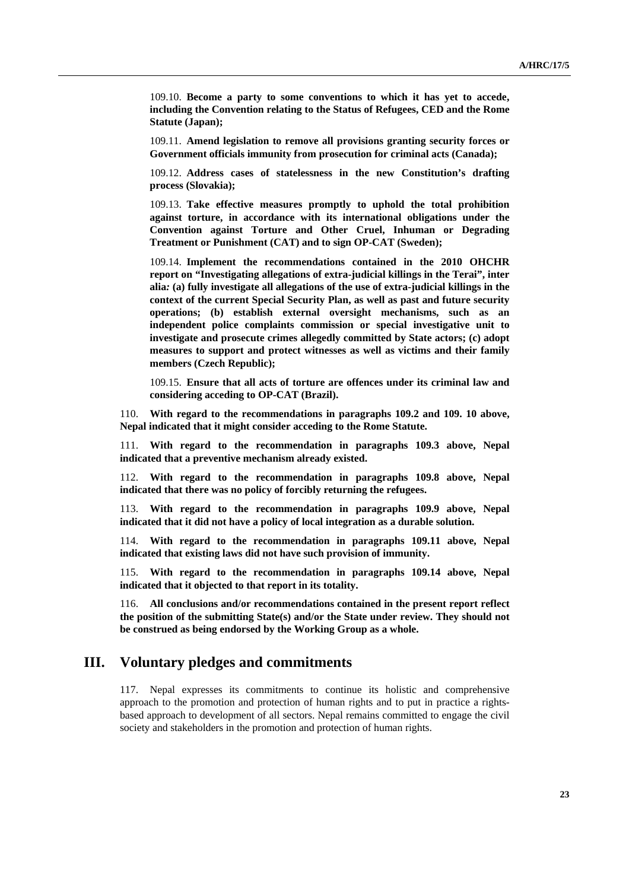109.10. **Become a party to some conventions to which it has yet to accede, including the Convention relating to the Status of Refugees, CED and the Rome Statute (Japan);**

109.11. **Amend legislation to remove all provisions granting security forces or Government officials immunity from prosecution for criminal acts (Canada);**

109.12. **Address cases of statelessness in the new Constitution's drafting process (Slovakia);**

109.13. **Take effective measures promptly to uphold the total prohibition against torture, in accordance with its international obligations under the Convention against Torture and Other Cruel, Inhuman or Degrading Treatment or Punishment (CAT) and to sign OP-CAT (Sweden);**

109.14. **Implement the recommendations contained in the 2010 OHCHR report on "Investigating allegations of extra-judicial killings in the Terai", inter alia: (a) fully investigate all allegations of the use of extra-judicial killings in the context of the current Special Security Plan, as well as past and future security operations; (b) establish external oversight mechanisms, such as an independent police complaints commission or special investigative unit to investigate and prosecute crimes allegedly committed by State actors; (c) adopt measures to support and protect witnesses as well as victims and their family members (Czech Republic);**

109.15. **Ensure that all acts of torture are offences under its criminal law and considering acceding to OP-CAT (Brazil).**

110. **With regard to the recommendations in paragraphs 109.2 and 109. 10 above, Nepal indicated that it might consider acceding to the Rome Statute.**

111. **With regard to the recommendation in paragraphs 109.3 above, Nepal indicated that a preventive mechanism already existed.**

112. **With regard to the recommendation in paragraphs 109.8 above, Nepal indicated that there was no policy of forcibly returning the refugees.**

113. **With regard to the recommendation in paragraphs 109.9 above, Nepal indicated that it did not have a policy of local integration as a durable solution.**

114. **With regard to the recommendation in paragraphs 109.11 above, Nepal indicated that existing laws did not have such provision of immunity.**

115. **With regard to the recommendation in paragraphs 109.14 above, Nepal indicated that it objected to that report in its totality.**

116. **All conclusions and/or recommendations contained in the present report reflect the position of the submitting State(s) and/or the State under review. They should not be construed as being endorsed by the Working Group as a whole.**

## III. Voluntary pledges and commitments

117. Nepal expresses its commitments to continue its holistic and comprehensive approach to the promotion and protection of human rights and to put in practice a rights-based approach to development of all sectors. Nepal remains committed to engage the civil society and stakeholders in the promotion and protection of human rights.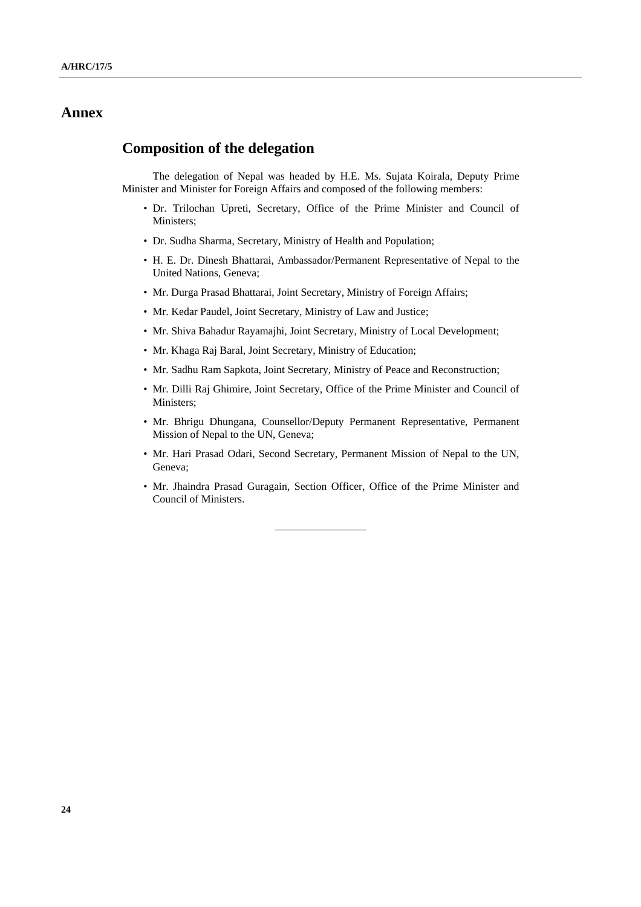# Annex

## Composition of the delegation

The delegation of Nepal was headed by H.E. Ms. Sujata Koirala, Deputy Prime Minister and Minister for Foreign Affairs and composed of the following members:

- Dr. Trilochan Upreti, Secretary, Office of the Prime Minister and Council of Ministers;
- Dr. Sudha Sharma, Secretary, Ministry of Health and Population;
- H. E. Dr. Dinesh Bhattarai, Ambassador/Permanent Representative of Nepal to the United Nations, Geneva;
- Mr. Durga Prasad Bhattarai, Joint Secretary, Ministry of Foreign Affairs;
- Mr. Kedar Paudel, Joint Secretary, Ministry of Law and Justice;
- Mr. Shiva Bahadur Rayamajhi, Joint Secretary, Ministry of Local Development;
- Mr. Khaga Raj Baral, Joint Secretary, Ministry of Education;
- Mr. Sadhu Ram Sapkota, Joint Secretary, Ministry of Peace and Reconstruction;
- Mr. Dilli Raj Ghimire, Joint Secretary, Office of the Prime Minister and Council of Ministers;
- Mr. Bhrigu Dhungana, Counsellor/Deputy Permanent Representative, Permanent Mission of Nepal to the UN, Geneva;
- Mr. Hari Prasad Odari, Second Secretary, Permanent Mission of Nepal to the UN, Geneva;
- Mr. Jhaindra Prasad Guragain, Section Officer, Office of the Prime Minister and Council of Ministers.